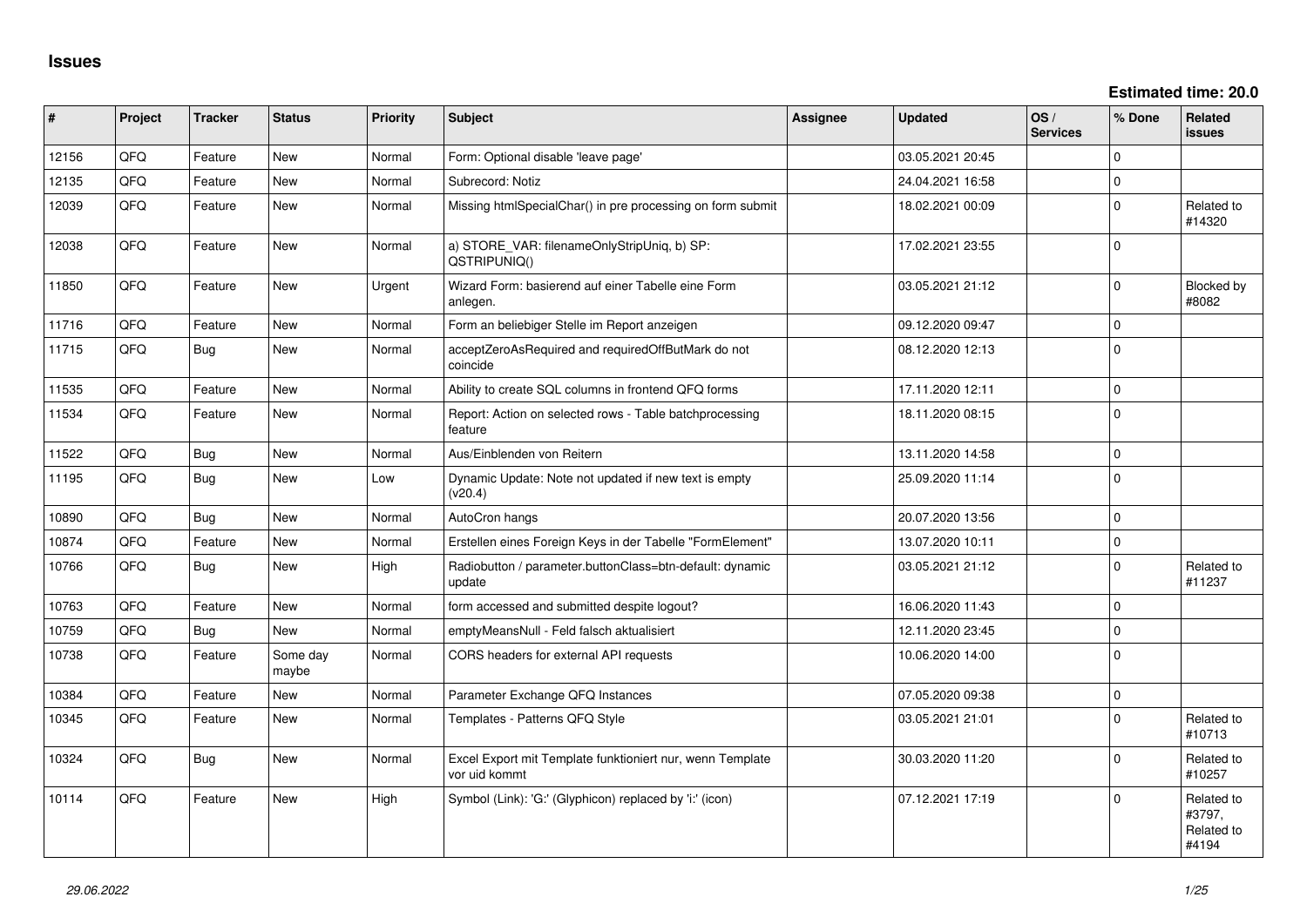# Issues

**Estimated time: 20.0**

| # | Project | Tracker | Status | Priority | Subject | Assignee | Updated | OS / Services | % Done | Related issues |
|---|---|---|---|---|---|---|---|---|---|---|
| 12156 | QFQ | Feature | New | Normal | Form: Optional disable 'leave page' | | 03.05.2021 20:45 | | 0 | |
| 12135 | QFQ | Feature | New | Normal | Subrecord: Notiz | | 24.04.2021 16:58 | | 0 | |
| 12039 | QFQ | Feature | New | Normal | Missing htmlSpecialChar() in pre processing on form submit | | 18.02.2021 00:09 | | 0 | Related to #14320 |
| 12038 | QFQ | Feature | New | Normal | a) STORE_VAR: filenameOnlyStripUniq, b) SP: QSTRIPUNIQ() | | 17.02.2021 23:55 | | 0 | |
| 11850 | QFQ | Feature | New | Urgent | Wizard Form: basierend auf einer Tabelle eine Form anlegen. | | 03.05.2021 21:12 | | 0 | Blocked by #8082 |
| 11716 | QFQ | Feature | New | Normal | Form an beliebiger Stelle im Report anzeigen | | 09.12.2020 09:47 | | 0 | |
| 11715 | QFQ | Bug | New | Normal | acceptZeroAsRequired and requiredOffButMark do not coincide | | 08.12.2020 12:13 | | 0 | |
| 11535 | QFQ | Feature | New | Normal | Ability to create SQL columns in frontend QFQ forms | | 17.11.2020 12:11 | | 0 | |
| 11534 | QFQ | Feature | New | Normal | Report: Action on selected rows - Table batchprocessing feature | | 18.11.2020 08:15 | | 0 | |
| 11522 | QFQ | Bug | New | Normal | Aus/Einblenden von Reitern | | 13.11.2020 14:58 | | 0 | |
| 11195 | QFQ | Bug | New | Low | Dynamic Update: Note not updated if new text is empty (v20.4) | | 25.09.2020 11:14 | | 0 | |
| 10890 | QFQ | Bug | New | Normal | AutoCron hangs | | 20.07.2020 13:56 | | 0 | |
| 10874 | QFQ | Feature | New | Normal | Erstellen eines Foreign Keys in der Tabelle "FormElement" | | 13.07.2020 10:11 | | 0 | |
| 10766 | QFQ | Bug | New | High | Radiobutton / parameter.buttonClass=btn-default: dynamic update | | 03.05.2021 21:12 | | 0 | Related to #11237 |
| 10763 | QFQ | Feature | New | Normal | form accessed and submitted despite logout? | | 16.06.2020 11:43 | | 0 | |
| 10759 | QFQ | Bug | New | Normal | emptyMeansNull - Feld falsch aktualisiert | | 12.11.2020 23:45 | | 0 | |
| 10738 | QFQ | Feature | Some day maybe | Normal | CORS headers for external API requests | | 10.06.2020 14:00 | | 0 | |
| 10384 | QFQ | Feature | New | Normal | Parameter Exchange QFQ Instances | | 07.05.2020 09:38 | | 0 | |
| 10345 | QFQ | Feature | New | Normal | Templates - Patterns QFQ Style | | 03.05.2021 21:01 | | 0 | Related to #10713 |
| 10324 | QFQ | Bug | New | Normal | Excel Export mit Template funktioniert nur, wenn Template vor uid kommt | | 30.03.2020 11:20 | | 0 | Related to #10257 |
| 10114 | QFQ | Feature | New | High | Symbol (Link): 'G:' (Glyphicon) replaced by 'i:' (icon) | | 07.12.2021 17:19 | | 0 | Related to #3797, Related to #4194 |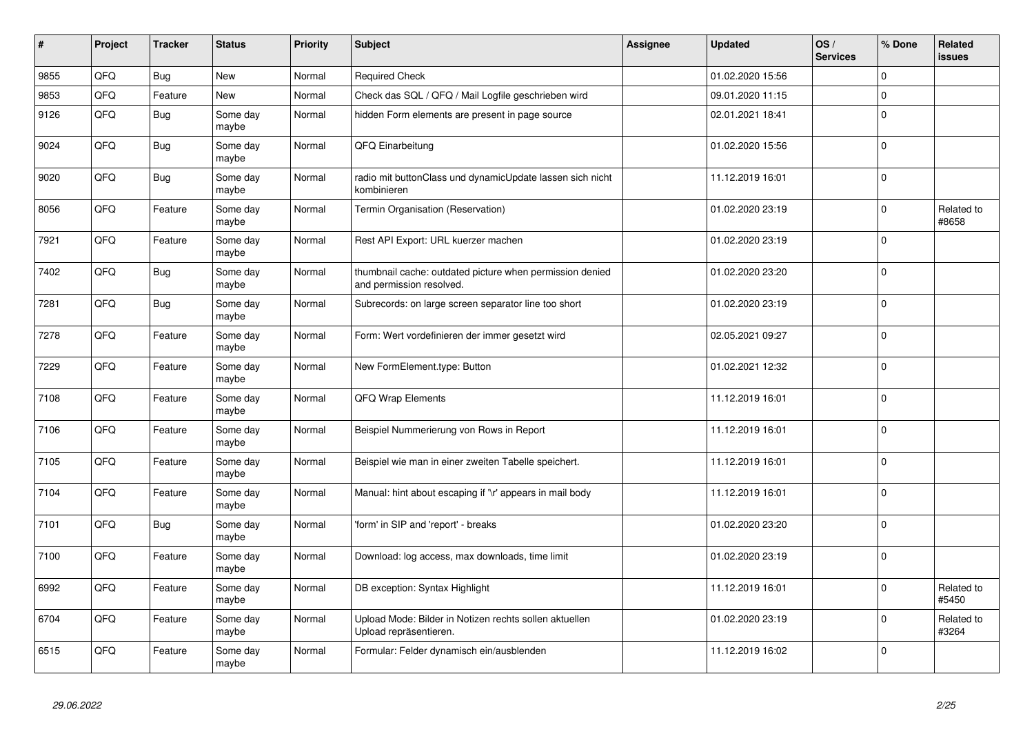| # | Project | Tracker | Status | Priority | Subject | Assignee | Updated | OS / Services | % Done | Related issues |
|---|---|---|---|---|---|---|---|---|---|---|
| 9855 | QFQ | Bug | New | Normal | Required Check | | 01.02.2020 15:56 | | 0 | |
| 9853 | QFQ | Feature | New | Normal | Check das SQL / QFQ / Mail Logfile geschrieben wird | | 09.01.2020 11:15 | | 0 | |
| 9126 | QFQ | Bug | Some day maybe | Normal | hidden Form elements are present in page source | | 02.01.2021 18:41 | | 0 | |
| 9024 | QFQ | Bug | Some day maybe | Normal | QFQ Einarbeitung | | 01.02.2020 15:56 | | 0 | |
| 9020 | QFQ | Bug | Some day maybe | Normal | radio mit buttonClass und dynamicUpdate lassen sich nicht kombinieren | | 11.12.2019 16:01 | | 0 | |
| 8056 | QFQ | Feature | Some day maybe | Normal | Termin Organisation (Reservation) | | 01.02.2020 23:19 | | 0 | Related to #8658 |
| 7921 | QFQ | Feature | Some day maybe | Normal | Rest API Export: URL kuerzer machen | | 01.02.2020 23:19 | | 0 | |
| 7402 | QFQ | Bug | Some day maybe | Normal | thumbnail cache: outdated picture when permission denied and permission resolved. | | 01.02.2020 23:20 | | 0 | |
| 7281 | QFQ | Bug | Some day maybe | Normal | Subrecords: on large screen separator line too short | | 01.02.2020 23:19 | | 0 | |
| 7278 | QFQ | Feature | Some day maybe | Normal | Form: Wert vordefinieren der immer gesetzt wird | | 02.05.2021 09:27 | | 0 | |
| 7229 | QFQ | Feature | Some day maybe | Normal | New FormElement.type: Button | | 01.02.2021 12:32 | | 0 | |
| 7108 | QFQ | Feature | Some day maybe | Normal | QFQ Wrap Elements | | 11.12.2019 16:01 | | 0 | |
| 7106 | QFQ | Feature | Some day maybe | Normal | Beispiel Nummerierung von Rows in Report | | 11.12.2019 16:01 | | 0 | |
| 7105 | QFQ | Feature | Some day maybe | Normal | Beispiel wie man in einer zweiten Tabelle speichert. | | 11.12.2019 16:01 | | 0 | |
| 7104 | QFQ | Feature | Some day maybe | Normal | Manual: hint about escaping if '\r' appears in mail body | | 11.12.2019 16:01 | | 0 | |
| 7101 | QFQ | Bug | Some day maybe | Normal | 'form' in SIP and 'report' - breaks | | 01.02.2020 23:20 | | 0 | |
| 7100 | QFQ | Feature | Some day maybe | Normal | Download: log access, max downloads, time limit | | 01.02.2020 23:19 | | 0 | |
| 6992 | QFQ | Feature | Some day maybe | Normal | DB exception: Syntax Highlight | | 11.12.2019 16:01 | | 0 | Related to #5450 |
| 6704 | QFQ | Feature | Some day maybe | Normal | Upload Mode: Bilder in Notizen rechts sollen aktuellen Upload repräsentieren. | | 01.02.2020 23:19 | | 0 | Related to #3264 |
| 6515 | QFQ | Feature | Some day maybe | Normal | Formular: Felder dynamisch ein/ausblenden | | 11.12.2019 16:02 | | 0 | |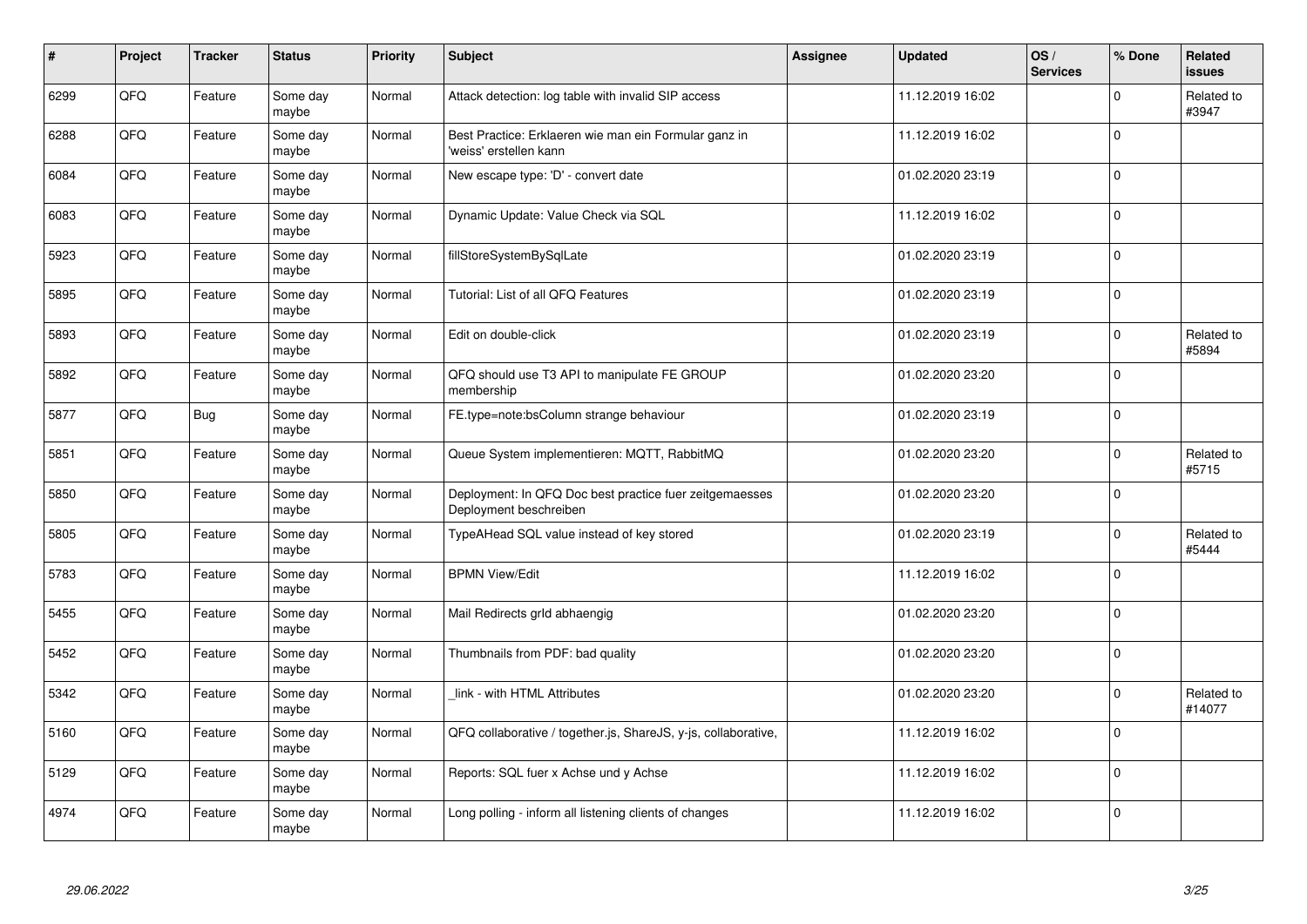| # | Project | Tracker | Status | Priority | Subject | Assignee | Updated | OS / Services | % Done | Related issues |
|---|---|---|---|---|---|---|---|---|---|---|
| 6299 | QFQ | Feature | Some day maybe | Normal | Attack detection: log table with invalid SIP access | | 11.12.2019 16:02 | | 0 | Related to #3947 |
| 6288 | QFQ | Feature | Some day maybe | Normal | Best Practice: Erklaeren wie man ein Formular ganz in 'weiss' erstellen kann | | 11.12.2019 16:02 | | 0 | |
| 6084 | QFQ | Feature | Some day maybe | Normal | New escape type: 'D' - convert date | | 01.02.2020 23:19 | | 0 | |
| 6083 | QFQ | Feature | Some day maybe | Normal | Dynamic Update: Value Check via SQL | | 11.12.2019 16:02 | | 0 | |
| 5923 | QFQ | Feature | Some day maybe | Normal | fillStoreSystemBySqlLate | | 01.02.2020 23:19 | | 0 | |
| 5895 | QFQ | Feature | Some day maybe | Normal | Tutorial: List of all QFQ Features | | 01.02.2020 23:19 | | 0 | |
| 5893 | QFQ | Feature | Some day maybe | Normal | Edit on double-click | | 01.02.2020 23:19 | | 0 | Related to #5894 |
| 5892 | QFQ | Feature | Some day maybe | Normal | QFQ should use T3 API to manipulate FE GROUP membership | | 01.02.2020 23:20 | | 0 | |
| 5877 | QFQ | Bug | Some day maybe | Normal | FE.type=note:bsColumn strange behaviour | | 01.02.2020 23:19 | | 0 | |
| 5851 | QFQ | Feature | Some day maybe | Normal | Queue System implementieren: MQTT, RabbitMQ | | 01.02.2020 23:20 | | 0 | Related to #5715 |
| 5850 | QFQ | Feature | Some day maybe | Normal | Deployment: In QFQ Doc best practice fuer zeitgemaesses Deployment beschreiben | | 01.02.2020 23:20 | | 0 | |
| 5805 | QFQ | Feature | Some day maybe | Normal | TypeAHead SQL value instead of key stored | | 01.02.2020 23:19 | | 0 | Related to #5444 |
| 5783 | QFQ | Feature | Some day maybe | Normal | BPMN View/Edit | | 11.12.2019 16:02 | | 0 | |
| 5455 | QFQ | Feature | Some day maybe | Normal | Mail Redirects grId abhaengig | | 01.02.2020 23:20 | | 0 | |
| 5452 | QFQ | Feature | Some day maybe | Normal | Thumbnails from PDF: bad quality | | 01.02.2020 23:20 | | 0 | |
| 5342 | QFQ | Feature | Some day maybe | Normal | _link - with HTML Attributes | | 01.02.2020 23:20 | | 0 | Related to #14077 |
| 5160 | QFQ | Feature | Some day maybe | Normal | QFQ collaborative / together.js, ShareJS, y-js, collaborative, | | 11.12.2019 16:02 | | 0 | |
| 5129 | QFQ | Feature | Some day maybe | Normal | Reports: SQL fuer x Achse und y Achse | | 11.12.2019 16:02 | | 0 | |
| 4974 | QFQ | Feature | Some day maybe | Normal | Long polling - inform all listening clients of changes | | 11.12.2019 16:02 | | 0 | |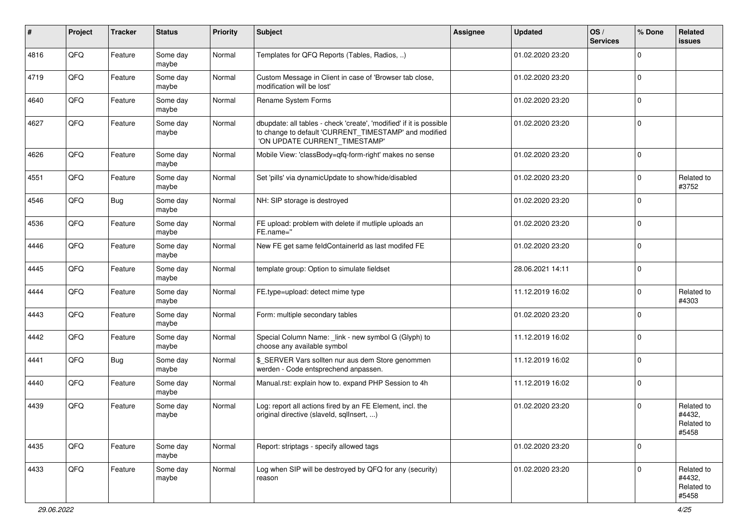| # | Project | Tracker | Status | Priority | Subject | Assignee | Updated | OS / Services | % Done | Related issues |
|---|---|---|---|---|---|---|---|---|---|---|
| 4816 | QFQ | Feature | Some day maybe | Normal | Templates for QFQ Reports (Tables, Radios, ..) | | 01.02.2020 23:20 | | 0 | |
| 4719 | QFQ | Feature | Some day maybe | Normal | Custom Message in Client in case of 'Browser tab close, modification will be lost' | | 01.02.2020 23:20 | | 0 | |
| 4640 | QFQ | Feature | Some day maybe | Normal | Rename System Forms | | 01.02.2020 23:20 | | 0 | |
| 4627 | QFQ | Feature | Some day maybe | Normal | dbupdate: all tables - check 'create', 'modified' if it is possible to change to default 'CURRENT_TIMESTAMP' and modified 'ON UPDATE CURRENT_TIMESTAMP' | | 01.02.2020 23:20 | | 0 | |
| 4626 | QFQ | Feature | Some day maybe | Normal | Mobile View: 'classBody=qfq-form-right' makes no sense | | 01.02.2020 23:20 | | 0 | |
| 4551 | QFQ | Feature | Some day maybe | Normal | Set 'pills' via dynamicUpdate to show/hide/disabled | | 01.02.2020 23:20 | | 0 | Related to #3752 |
| 4546 | QFQ | Bug | Some day maybe | Normal | NH: SIP storage is destroyed | | 01.02.2020 23:20 | | 0 | |
| 4536 | QFQ | Feature | Some day maybe | Normal | FE upload: problem with delete if mutliple uploads an FE.name='' | | 01.02.2020 23:20 | | 0 | |
| 4446 | QFQ | Feature | Some day maybe | Normal | New FE get same feldContainerId as last modifed FE | | 01.02.2020 23:20 | | 0 | |
| 4445 | QFQ | Feature | Some day maybe | Normal | template group: Option to simulate fieldset | | 28.06.2021 14:11 | | 0 | |
| 4444 | QFQ | Feature | Some day maybe | Normal | FE.type=upload: detect mime type | | 11.12.2019 16:02 | | 0 | Related to #4303 |
| 4443 | QFQ | Feature | Some day maybe | Normal | Form: multiple secondary tables | | 01.02.2020 23:20 | | 0 | |
| 4442 | QFQ | Feature | Some day maybe | Normal | Special Column Name: _link - new symbol G (Glyph) to choose any available symbol | | 11.12.2019 16:02 | | 0 | |
| 4441 | QFQ | Bug | Some day maybe | Normal | $_SERVER Vars sollten nur aus dem Store genommen werden - Code entsprechend anpassen. | | 11.12.2019 16:02 | | 0 | |
| 4440 | QFQ | Feature | Some day maybe | Normal | Manual.rst: explain how to. expand PHP Session to 4h | | 11.12.2019 16:02 | | 0 | |
| 4439 | QFQ | Feature | Some day maybe | Normal | Log: report all actions fired by an FE Element, incl. the original directive (slaveId, sqlInsert, ...) | | 01.02.2020 23:20 | | 0 | Related to #4432, Related to #5458 |
| 4435 | QFQ | Feature | Some day maybe | Normal | Report: striptags - specify allowed tags | | 01.02.2020 23:20 | | 0 | |
| 4433 | QFQ | Feature | Some day maybe | Normal | Log when SIP will be destroyed by QFQ for any (security) reason | | 01.02.2020 23:20 | | 0 | Related to #4432, Related to #5458 |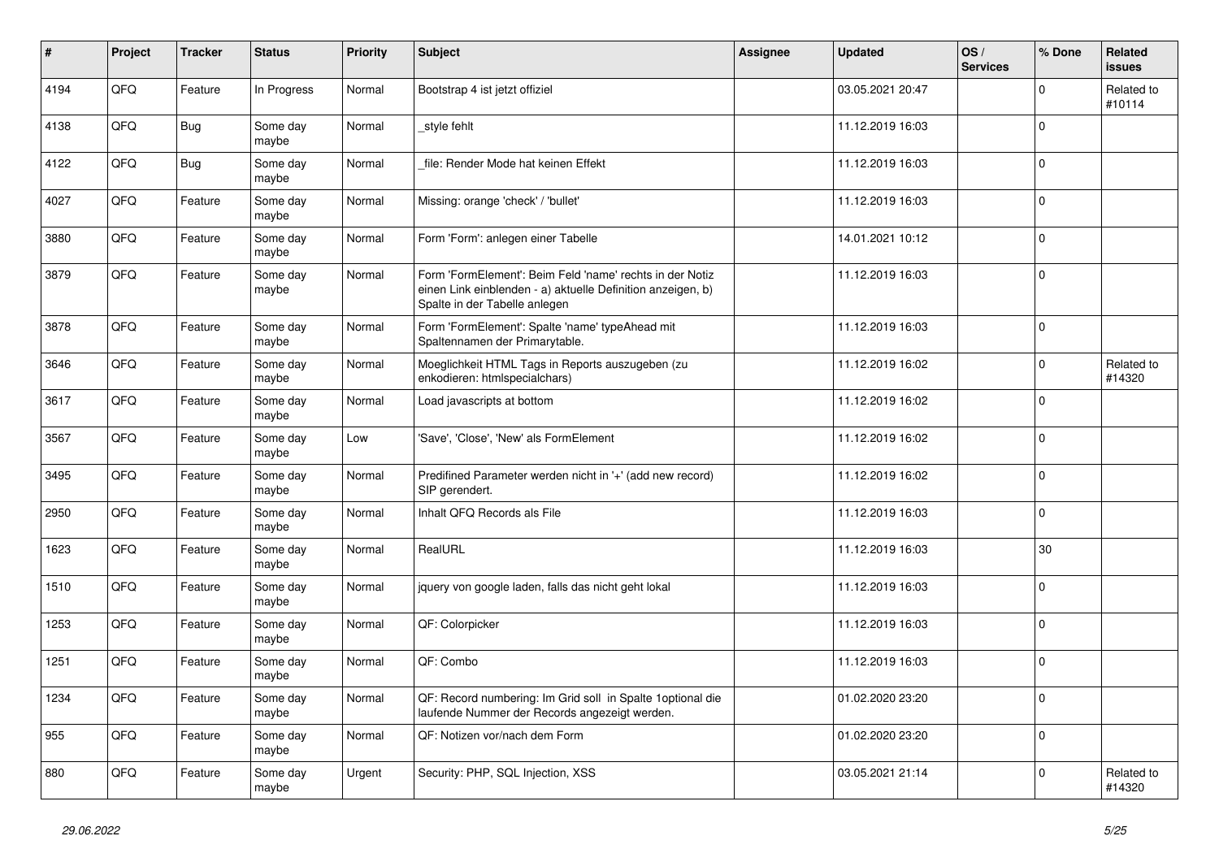| # | Project | Tracker | Status | Priority | Subject | Assignee | Updated | OS / Services | % Done | Related issues |
|---|---|---|---|---|---|---|---|---|---|---|
| 4194 | QFQ | Feature | In Progress | Normal | Bootstrap 4 ist jetzt offiziel | | 03.05.2021 20:47 | | 0 | Related to #10114 |
| 4138 | QFQ | Bug | Some day maybe | Normal | _style fehlt | | 11.12.2019 16:03 | | 0 | |
| 4122 | QFQ | Bug | Some day maybe | Normal | _file: Render Mode hat keinen Effekt | | 11.12.2019 16:03 | | 0 | |
| 4027 | QFQ | Feature | Some day maybe | Normal | Missing: orange 'check' / 'bullet' | | 11.12.2019 16:03 | | 0 | |
| 3880 | QFQ | Feature | Some day maybe | Normal | Form 'Form': anlegen einer Tabelle | | 14.01.2021 10:12 | | 0 | |
| 3879 | QFQ | Feature | Some day maybe | Normal | Form 'FormElement': Beim Feld 'name' rechts in der Notiz einen Link einblenden - a) aktuelle Definition anzeigen, b) Spalte in der Tabelle anlegen | | 11.12.2019 16:03 | | 0 | |
| 3878 | QFQ | Feature | Some day maybe | Normal | Form 'FormElement': Spalte 'name' typeAhead mit Spaltennamen der Primarytable. | | 11.12.2019 16:03 | | 0 | |
| 3646 | QFQ | Feature | Some day maybe | Normal | Moeglichkeit HTML Tags in Reports auszugeben (zu enkodieren: htmlspecialchars) | | 11.12.2019 16:02 | | 0 | Related to #14320 |
| 3617 | QFQ | Feature | Some day maybe | Normal | Load javascripts at bottom | | 11.12.2019 16:02 | | 0 | |
| 3567 | QFQ | Feature | Some day maybe | Low | 'Save', 'Close', 'New' als FormElement | | 11.12.2019 16:02 | | 0 | |
| 3495 | QFQ | Feature | Some day maybe | Normal | Predifined Parameter werden nicht in '+' (add new record) SIP gerendert. | | 11.12.2019 16:02 | | 0 | |
| 2950 | QFQ | Feature | Some day maybe | Normal | Inhalt QFQ Records als File | | 11.12.2019 16:03 | | 0 | |
| 1623 | QFQ | Feature | Some day maybe | Normal | RealURL | | 11.12.2019 16:03 | | 30 | |
| 1510 | QFQ | Feature | Some day maybe | Normal | jquery von google laden, falls das nicht geht lokal | | 11.12.2019 16:03 | | 0 | |
| 1253 | QFQ | Feature | Some day maybe | Normal | QF: Colorpicker | | 11.12.2019 16:03 | | 0 | |
| 1251 | QFQ | Feature | Some day maybe | Normal | QF: Combo | | 11.12.2019 16:03 | | 0 | |
| 1234 | QFQ | Feature | Some day maybe | Normal | QF: Record numbering: Im Grid soll in Spalte 1optional die laufende Nummer der Records angezeigt werden. | | 01.02.2020 23:20 | | 0 | |
| 955 | QFQ | Feature | Some day maybe | Normal | QF: Notizen vor/nach dem Form | | 01.02.2020 23:20 | | 0 | |
| 880 | QFQ | Feature | Some day maybe | Urgent | Security: PHP, SQL Injection, XSS | | 03.05.2021 21:14 | | 0 | Related to #14320 |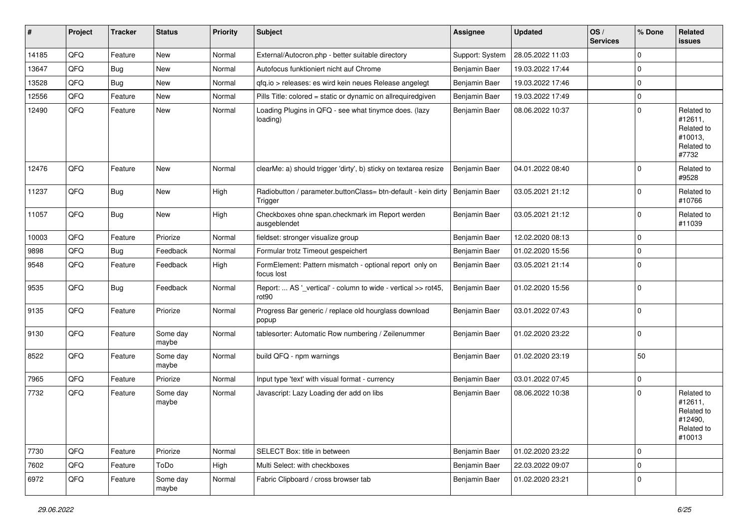| # | Project | Tracker | Status | Priority | Subject | Assignee | Updated | OS / Services | % Done | Related issues |
|---|---|---|---|---|---|---|---|---|---|---|
| 14185 | QFQ | Feature | New | Normal | External/Autocron.php - better suitable directory | Support: System | 28.05.2022 11:03 | | 0 | |
| 13647 | QFQ | Bug | New | Normal | Autofocus funktioniert nicht auf Chrome | Benjamin Baer | 19.03.2022 17:44 | | 0 | |
| 13528 | QFQ | Bug | New | Normal | qfq.io > releases: es wird kein neues Release angelegt | Benjamin Baer | 19.03.2022 17:46 | | 0 | |
| 12556 | QFQ | Feature | New | Normal | Pills Title: colored = static or dynamic on allrequiredgiven | Benjamin Baer | 19.03.2022 17:49 | | 0 | |
| 12490 | QFQ | Feature | New | Normal | Loading Plugins in QFQ - see what tinymce does. (lazy loading) | Benjamin Baer | 08.06.2022 10:37 | | 0 | Related to #12611, Related to #10013, Related to #7732 |
| 12476 | QFQ | Feature | New | Normal | clearMe: a) should trigger 'dirty', b) sticky on textarea resize | Benjamin Baer | 04.01.2022 08:40 | | 0 | Related to #9528 |
| 11237 | QFQ | Bug | New | High | Radiobutton / parameter.buttonClass= btn-default - kein dirty Trigger | Benjamin Baer | 03.05.2021 21:12 | | 0 | Related to #10766 |
| 11057 | QFQ | Bug | New | High | Checkboxes ohne span.checkmark im Report werden ausgeblendet | Benjamin Baer | 03.05.2021 21:12 | | 0 | Related to #11039 |
| 10003 | QFQ | Feature | Priorize | Normal | fieldset: stronger visualize group | Benjamin Baer | 12.02.2020 08:13 | | 0 | |
| 9898 | QFQ | Bug | Feedback | Normal | Formular trotz Timeout gespeichert | Benjamin Baer | 01.02.2020 15:56 | | 0 | |
| 9548 | QFQ | Feature | Feedback | High | FormElement: Pattern mismatch - optional report only on focus lost | Benjamin Baer | 03.05.2021 21:14 | | 0 | |
| 9535 | QFQ | Bug | Feedback | Normal | Report: ... AS '_vertical' - column to wide - vertical >> rot45, rot90 | Benjamin Baer | 01.02.2020 15:56 | | 0 | |
| 9135 | QFQ | Feature | Priorize | Normal | Progress Bar generic / replace old hourglass download popup | Benjamin Baer | 03.01.2022 07:43 | | 0 | |
| 9130 | QFQ | Feature | Some day maybe | Normal | tablesorter: Automatic Row numbering / Zeilenummer | Benjamin Baer | 01.02.2020 23:22 | | 0 | |
| 8522 | QFQ | Feature | Some day maybe | Normal | build QFQ - npm warnings | Benjamin Baer | 01.02.2020 23:19 | | 50 | |
| 7965 | QFQ | Feature | Priorize | Normal | Input type 'text' with visual format - currency | Benjamin Baer | 03.01.2022 07:45 | | 0 | |
| 7732 | QFQ | Feature | Some day maybe | Normal | Javascript: Lazy Loading der add on libs | Benjamin Baer | 08.06.2022 10:38 | | 0 | Related to #12611, Related to #12490, Related to #10013 |
| 7730 | QFQ | Feature | Priorize | Normal | SELECT Box: title in between | Benjamin Baer | 01.02.2020 23:22 | | 0 | |
| 7602 | QFQ | Feature | ToDo | High | Multi Select: with checkboxes | Benjamin Baer | 22.03.2022 09:07 | | 0 | |
| 6972 | QFQ | Feature | Some day maybe | Normal | Fabric Clipboard / cross browser tab | Benjamin Baer | 01.02.2020 23:21 | | 0 | |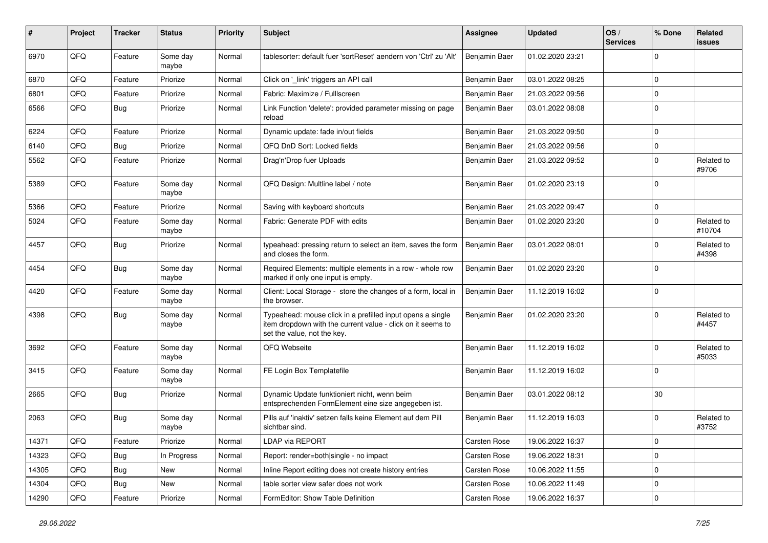| # | Project | Tracker | Status | Priority | Subject | Assignee | Updated | OS / Services | % Done | Related issues |
|---|---|---|---|---|---|---|---|---|---|---|
| 6970 | QFQ | Feature | Some day maybe | Normal | tablesorter: default fuer 'sortReset' aendern von 'Ctrl' zu 'Alt' | Benjamin Baer | 01.02.2020 23:21 | | 0 | |
| 6870 | QFQ | Feature | Priorize | Normal | Click on '_link' triggers an API call | Benjamin Baer | 03.01.2022 08:25 | | 0 | |
| 6801 | QFQ | Feature | Priorize | Normal | Fabric: Maximize / FullIscreen | Benjamin Baer | 21.03.2022 09:56 | | 0 | |
| 6566 | QFQ | Bug | Priorize | Normal | Link Function 'delete': provided parameter missing on page reload | Benjamin Baer | 03.01.2022 08:08 | | 0 | |
| 6224 | QFQ | Feature | Priorize | Normal | Dynamic update: fade in/out fields | Benjamin Baer | 21.03.2022 09:50 | | 0 | |
| 6140 | QFQ | Bug | Priorize | Normal | QFQ DnD Sort: Locked fields | Benjamin Baer | 21.03.2022 09:56 | | 0 | |
| 5562 | QFQ | Feature | Priorize | Normal | Drag'n'Drop fuer Uploads | Benjamin Baer | 21.03.2022 09:52 | | 0 | Related to #9706 |
| 5389 | QFQ | Feature | Some day maybe | Normal | QFQ Design: Multline label / note | Benjamin Baer | 01.02.2020 23:19 | | 0 | |
| 5366 | QFQ | Feature | Priorize | Normal | Saving with keyboard shortcuts | Benjamin Baer | 21.03.2022 09:47 | | 0 | |
| 5024 | QFQ | Feature | Some day maybe | Normal | Fabric: Generate PDF with edits | Benjamin Baer | 01.02.2020 23:20 | | 0 | Related to #10704 |
| 4457 | QFQ | Bug | Priorize | Normal | typeahead: pressing return to select an item, saves the form and closes the form. | Benjamin Baer | 03.01.2022 08:01 | | 0 | Related to #4398 |
| 4454 | QFQ | Bug | Some day maybe | Normal | Required Elements: multiple elements in a row - whole row marked if only one input is empty. | Benjamin Baer | 01.02.2020 23:20 | | 0 | |
| 4420 | QFQ | Feature | Some day maybe | Normal | Client: Local Storage - store the changes of a form, local in the browser. | Benjamin Baer | 11.12.2019 16:02 | | 0 | |
| 4398 | QFQ | Bug | Some day maybe | Normal | Typeahead: mouse click in a prefilled input opens a single item dropdown with the current value - click on it seems to set the value, not the key. | Benjamin Baer | 01.02.2020 23:20 | | 0 | Related to #4457 |
| 3692 | QFQ | Feature | Some day maybe | Normal | QFQ Webseite | Benjamin Baer | 11.12.2019 16:02 | | 0 | Related to #5033 |
| 3415 | QFQ | Feature | Some day maybe | Normal | FE Login Box Templatefile | Benjamin Baer | 11.12.2019 16:02 | | 0 | |
| 2665 | QFQ | Bug | Priorize | Normal | Dynamic Update funktioniert nicht, wenn beim entsprechenden FormElement eine size angegeben ist. | Benjamin Baer | 03.01.2022 08:12 | | 30 | |
| 2063 | QFQ | Bug | Some day maybe | Normal | Pills auf 'inaktiv' setzen falls keine Element auf dem Pill sichtbar sind. | Benjamin Baer | 11.12.2019 16:03 | | 0 | Related to #3752 |
| 14371 | QFQ | Feature | Priorize | Normal | LDAP via REPORT | Carsten Rose | 19.06.2022 16:37 | | 0 | |
| 14323 | QFQ | Bug | In Progress | Normal | Report: render=both\|single - no impact | Carsten Rose | 19.06.2022 18:31 | | 0 | |
| 14305 | QFQ | Bug | New | Normal | Inline Report editing does not create history entries | Carsten Rose | 10.06.2022 11:55 | | 0 | |
| 14304 | QFQ | Bug | New | Normal | table sorter view safer does not work | Carsten Rose | 10.06.2022 11:49 | | 0 | |
| 14290 | QFQ | Feature | Priorize | Normal | FormEditor: Show Table Definition | Carsten Rose | 19.06.2022 16:37 | | 0 | |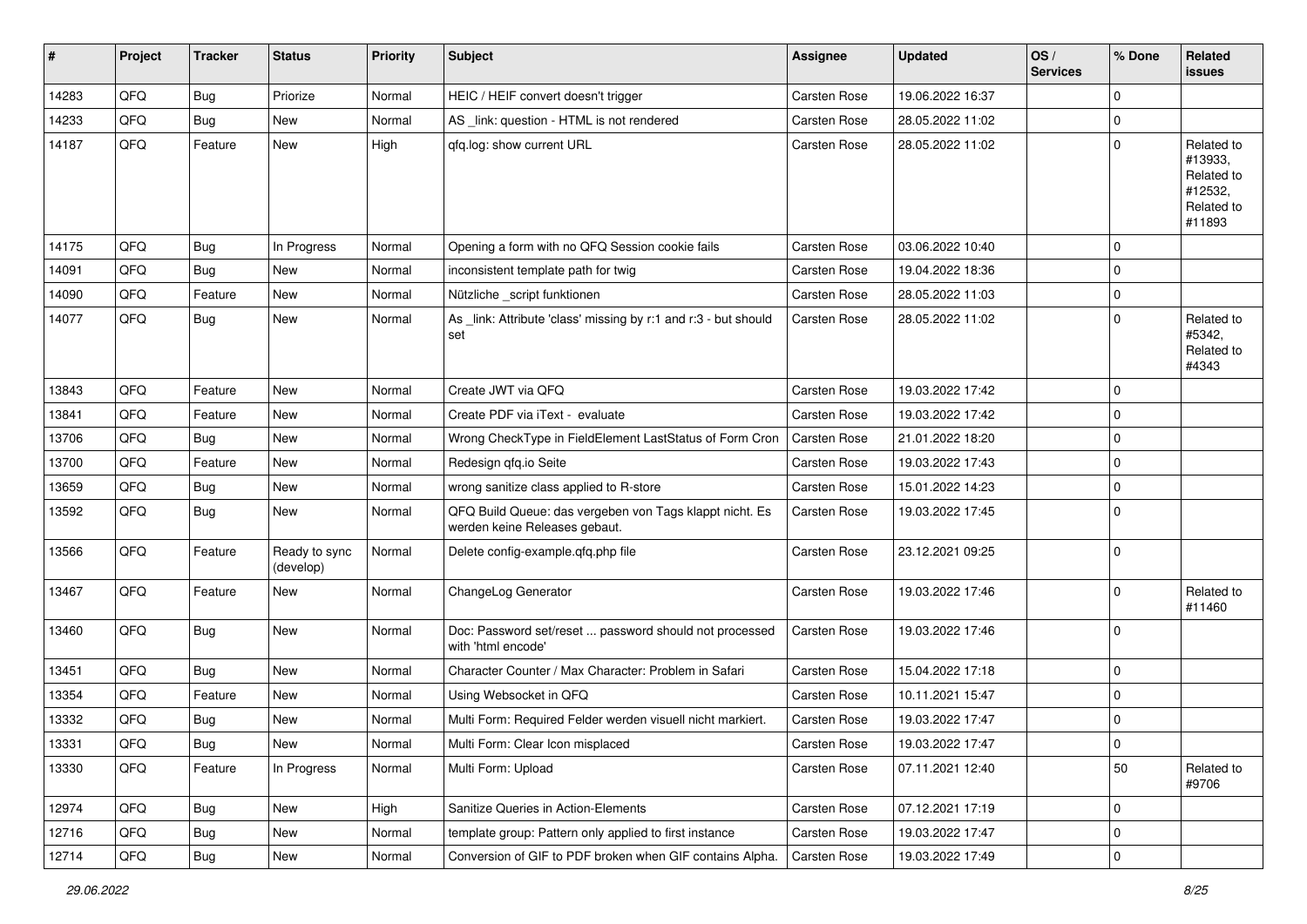| # | Project | Tracker | Status | Priority | Subject | Assignee | Updated | OS / Services | % Done | Related issues |
|---|---|---|---|---|---|---|---|---|---|---|
| 14283 | QFQ | Bug | Priorize | Normal | HEIC / HEIF convert doesn't trigger | Carsten Rose | 19.06.2022 16:37 | | 0 | |
| 14233 | QFQ | Bug | New | Normal | AS _link: question - HTML is not rendered | Carsten Rose | 28.05.2022 11:02 | | 0 | |
| 14187 | QFQ | Feature | New | High | qfq.log: show current URL | Carsten Rose | 28.05.2022 11:02 | | 0 | Related to #13933, Related to #12532, Related to #11893 |
| 14175 | QFQ | Bug | In Progress | Normal | Opening a form with no QFQ Session cookie fails | Carsten Rose | 03.06.2022 10:40 | | 0 | |
| 14091 | QFQ | Bug | New | Normal | inconsistent template path for twig | Carsten Rose | 19.04.2022 18:36 | | 0 | |
| 14090 | QFQ | Feature | New | Normal | Nützliche _script funktionen | Carsten Rose | 28.05.2022 11:03 | | 0 | |
| 14077 | QFQ | Bug | New | Normal | As _link: Attribute 'class' missing by r:1 and r:3 - but should set | Carsten Rose | 28.05.2022 11:02 | | 0 | Related to #5342, Related to #4343 |
| 13843 | QFQ | Feature | New | Normal | Create JWT via QFQ | Carsten Rose | 19.03.2022 17:42 | | 0 | |
| 13841 | QFQ | Feature | New | Normal | Create PDF via iText - evaluate | Carsten Rose | 19.03.2022 17:42 | | 0 | |
| 13706 | QFQ | Bug | New | Normal | Wrong CheckType in FieldElement LastStatus of Form Cron | Carsten Rose | 21.01.2022 18:20 | | 0 | |
| 13700 | QFQ | Feature | New | Normal | Redesign qfq.io Seite | Carsten Rose | 19.03.2022 17:43 | | 0 | |
| 13659 | QFQ | Bug | New | Normal | wrong sanitize class applied to R-store | Carsten Rose | 15.01.2022 14:23 | | 0 | |
| 13592 | QFQ | Bug | New | Normal | QFQ Build Queue: das vergeben von Tags klappt nicht. Es werden keine Releases gebaut. | Carsten Rose | 19.03.2022 17:45 | | 0 | |
| 13566 | QFQ | Feature | Ready to sync (develop) | Normal | Delete config-example.qfq.php file | Carsten Rose | 23.12.2021 09:25 | | 0 | |
| 13467 | QFQ | Feature | New | Normal | ChangeLog Generator | Carsten Rose | 19.03.2022 17:46 | | 0 | Related to #11460 |
| 13460 | QFQ | Bug | New | Normal | Doc: Password set/reset ... password should not processed with 'html encode' | Carsten Rose | 19.03.2022 17:46 | | 0 | |
| 13451 | QFQ | Bug | New | Normal | Character Counter / Max Character: Problem in Safari | Carsten Rose | 15.04.2022 17:18 | | 0 | |
| 13354 | QFQ | Feature | New | Normal | Using Websocket in QFQ | Carsten Rose | 10.11.2021 15:47 | | 0 | |
| 13332 | QFQ | Bug | New | Normal | Multi Form: Required Felder werden visuell nicht markiert. | Carsten Rose | 19.03.2022 17:47 | | 0 | |
| 13331 | QFQ | Bug | New | Normal | Multi Form: Clear Icon misplaced | Carsten Rose | 19.03.2022 17:47 | | 0 | |
| 13330 | QFQ | Feature | In Progress | Normal | Multi Form: Upload | Carsten Rose | 07.11.2021 12:40 | | 50 | Related to #9706 |
| 12974 | QFQ | Bug | New | High | Sanitize Queries in Action-Elements | Carsten Rose | 07.12.2021 17:19 | | 0 | |
| 12716 | QFQ | Bug | New | Normal | template group: Pattern only applied to first instance | Carsten Rose | 19.03.2022 17:47 | | 0 | |
| 12714 | QFQ | Bug | New | Normal | Conversion of GIF to PDF broken when GIF contains Alpha. | Carsten Rose | 19.03.2022 17:49 | | 0 | |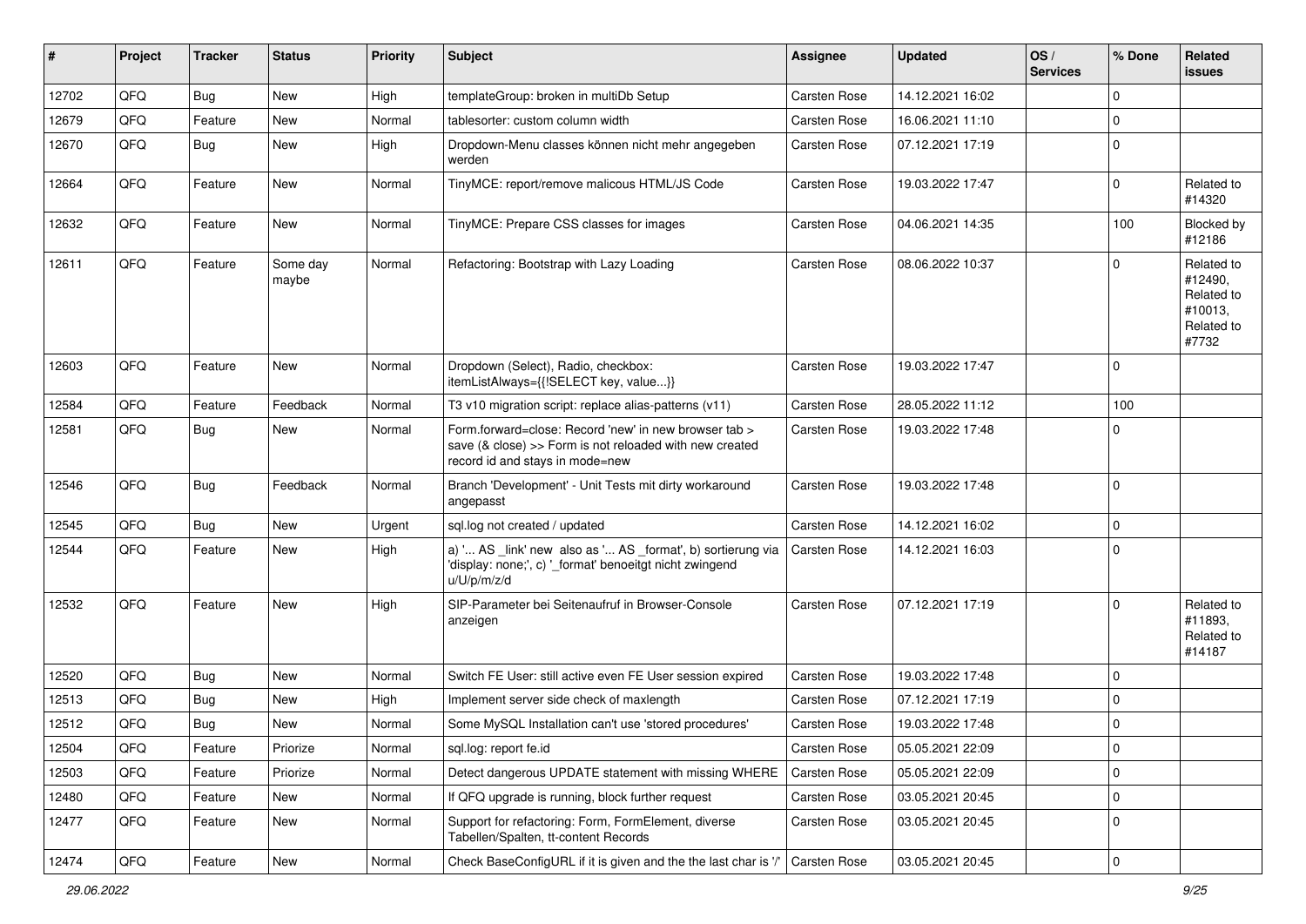| # | Project | Tracker | Status | Priority | Subject | Assignee | Updated | OS / Services | % Done | Related issues |
|---|---|---|---|---|---|---|---|---|---|---|
| 12702 | QFQ | Bug | New | High | templateGroup: broken in multiDb Setup | Carsten Rose | 14.12.2021 16:02 | | 0 | |
| 12679 | QFQ | Feature | New | Normal | tablesorter: custom column width | Carsten Rose | 16.06.2021 11:10 | | 0 | |
| 12670 | QFQ | Bug | New | High | Dropdown-Menu classes können nicht mehr angegeben werden | Carsten Rose | 07.12.2021 17:19 | | 0 | |
| 12664 | QFQ | Feature | New | Normal | TinyMCE: report/remove malicous HTML/JS Code | Carsten Rose | 19.03.2022 17:47 | | 0 | Related to #14320 |
| 12632 | QFQ | Feature | New | Normal | TinyMCE: Prepare CSS classes for images | Carsten Rose | 04.06.2021 14:35 | | 100 | Blocked by #12186 |
| 12611 | QFQ | Feature | Some day maybe | Normal | Refactoring: Bootstrap with Lazy Loading | Carsten Rose | 08.06.2022 10:37 | | 0 | Related to #12490, Related to #10013, Related to #7732 |
| 12603 | QFQ | Feature | New | Normal | Dropdown (Select), Radio, checkbox: itemListAlways={{!SELECT key, value...}} | Carsten Rose | 19.03.2022 17:47 | | 0 | |
| 12584 | QFQ | Feature | Feedback | Normal | T3 v10 migration script: replace alias-patterns (v11) | Carsten Rose | 28.05.2022 11:12 | | 100 | |
| 12581 | QFQ | Bug | New | Normal | Form.forward=close: Record 'new' in new browser tab > save (& close) >> Form is not reloaded with new created record id and stays in mode=new | Carsten Rose | 19.03.2022 17:48 | | 0 | |
| 12546 | QFQ | Bug | Feedback | Normal | Branch 'Development' - Unit Tests mit dirty workaround angepasst | Carsten Rose | 19.03.2022 17:48 | | 0 | |
| 12545 | QFQ | Bug | New | Urgent | sql.log not created / updated | Carsten Rose | 14.12.2021 16:02 | | 0 | |
| 12544 | QFQ | Feature | New | High | a) '... AS _link' new also as '... AS _format', b) sortierung via 'display: none;', c) '_format' benoeitgt nicht zwingend u/U/p/m/z/d | Carsten Rose | 14.12.2021 16:03 | | 0 | |
| 12532 | QFQ | Feature | New | High | SIP-Parameter bei Seitenaufruf in Browser-Console anzeigen | Carsten Rose | 07.12.2021 17:19 | | 0 | Related to #11893, Related to #14187 |
| 12520 | QFQ | Bug | New | Normal | Switch FE User: still active even FE User session expired | Carsten Rose | 19.03.2022 17:48 | | 0 | |
| 12513 | QFQ | Bug | New | High | Implement server side check of maxlength | Carsten Rose | 07.12.2021 17:19 | | 0 | |
| 12512 | QFQ | Bug | New | Normal | Some MySQL Installation can't use 'stored procedures' | Carsten Rose | 19.03.2022 17:48 | | 0 | |
| 12504 | QFQ | Feature | Priorize | Normal | sql.log: report fe.id | Carsten Rose | 05.05.2021 22:09 | | 0 | |
| 12503 | QFQ | Feature | Priorize | Normal | Detect dangerous UPDATE statement with missing WHERE | Carsten Rose | 05.05.2021 22:09 | | 0 | |
| 12480 | QFQ | Feature | New | Normal | If QFQ upgrade is running, block further request | Carsten Rose | 03.05.2021 20:45 | | 0 | |
| 12477 | QFQ | Feature | New | Normal | Support for refactoring: Form, FormElement, diverse Tabellen/Spalten, tt-content Records | Carsten Rose | 03.05.2021 20:45 | | 0 | |
| 12474 | QFQ | Feature | New | Normal | Check BaseConfigURL if it is given and the the last char is '/' | Carsten Rose | 03.05.2021 20:45 | | 0 | |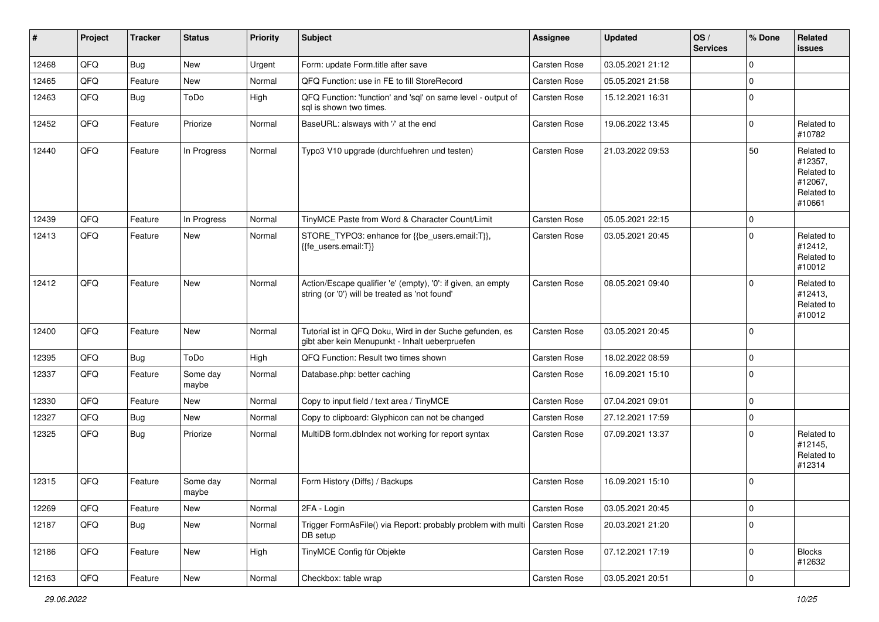| # | Project | Tracker | Status | Priority | Subject | Assignee | Updated | OS / Services | % Done | Related issues |
|---|---|---|---|---|---|---|---|---|---|---|
| 12468 | QFQ | Bug | New | Urgent | Form: update Form.title after save | Carsten Rose | 03.05.2021 21:12 | | 0 | |
| 12465 | QFQ | Feature | New | Normal | QFQ Function: use in FE to fill StoreRecord | Carsten Rose | 05.05.2021 21:58 | | 0 | |
| 12463 | QFQ | Bug | ToDo | High | QFQ Function: 'function' and 'sql' on same level - output of sql is shown two times. | Carsten Rose | 15.12.2021 16:31 | | 0 | |
| 12452 | QFQ | Feature | Priorize | Normal | BaseURL: alsways with '/' at the end | Carsten Rose | 19.06.2022 13:45 | | 0 | Related to #10782 |
| 12440 | QFQ | Feature | In Progress | Normal | Typo3 V10 upgrade (durchfuehren und testen) | Carsten Rose | 21.03.2022 09:53 | | 50 | Related to #12357, Related to #12067, Related to #10661 |
| 12439 | QFQ | Feature | In Progress | Normal | TinyMCE Paste from Word & Character Count/Limit | Carsten Rose | 05.05.2021 22:15 | | 0 | |
| 12413 | QFQ | Feature | New | Normal | STORE_TYPO3: enhance for {{be_users.email:T}}, {{fe_users.email:T}} | Carsten Rose | 03.05.2021 20:45 | | 0 | Related to #12412, Related to #10012 |
| 12412 | QFQ | Feature | New | Normal | Action/Escape qualifier 'e' (empty), '0': if given, an empty string (or '0') will be treated as 'not found' | Carsten Rose | 08.05.2021 09:40 | | 0 | Related to #12413, Related to #10012 |
| 12400 | QFQ | Feature | New | Normal | Tutorial ist in QFQ Doku, Wird in der Suche gefunden, es gibt aber kein Menupunkt - Inhalt ueberpruefen | Carsten Rose | 03.05.2021 20:45 | | 0 | |
| 12395 | QFQ | Bug | ToDo | High | QFQ Function: Result two times shown | Carsten Rose | 18.02.2022 08:59 | | 0 | |
| 12337 | QFQ | Feature | Some day maybe | Normal | Database.php: better caching | Carsten Rose | 16.09.2021 15:10 | | 0 | |
| 12330 | QFQ | Feature | New | Normal | Copy to input field / text area / TinyMCE | Carsten Rose | 07.04.2021 09:01 | | 0 | |
| 12327 | QFQ | Bug | New | Normal | Copy to clipboard: Glyphicon can not be changed | Carsten Rose | 27.12.2021 17:59 | | 0 | |
| 12325 | QFQ | Bug | Priorize | Normal | MultiDB form.dbIndex not working for report syntax | Carsten Rose | 07.09.2021 13:37 | | 0 | Related to #12145, Related to #12314 |
| 12315 | QFQ | Feature | Some day maybe | Normal | Form History (Diffs) / Backups | Carsten Rose | 16.09.2021 15:10 | | 0 | |
| 12269 | QFQ | Feature | New | Normal | 2FA - Login | Carsten Rose | 03.05.2021 20:45 | | 0 | |
| 12187 | QFQ | Bug | New | Normal | Trigger FormAsFile() via Report: probably problem with multi DB setup | Carsten Rose | 20.03.2021 21:20 | | 0 | |
| 12186 | QFQ | Feature | New | High | TinyMCE Config für Objekte | Carsten Rose | 07.12.2021 17:19 | | 0 | Blocks #12632 |
| 12163 | QFQ | Feature | New | Normal | Checkbox: table wrap | Carsten Rose | 03.05.2021 20:51 | | 0 | |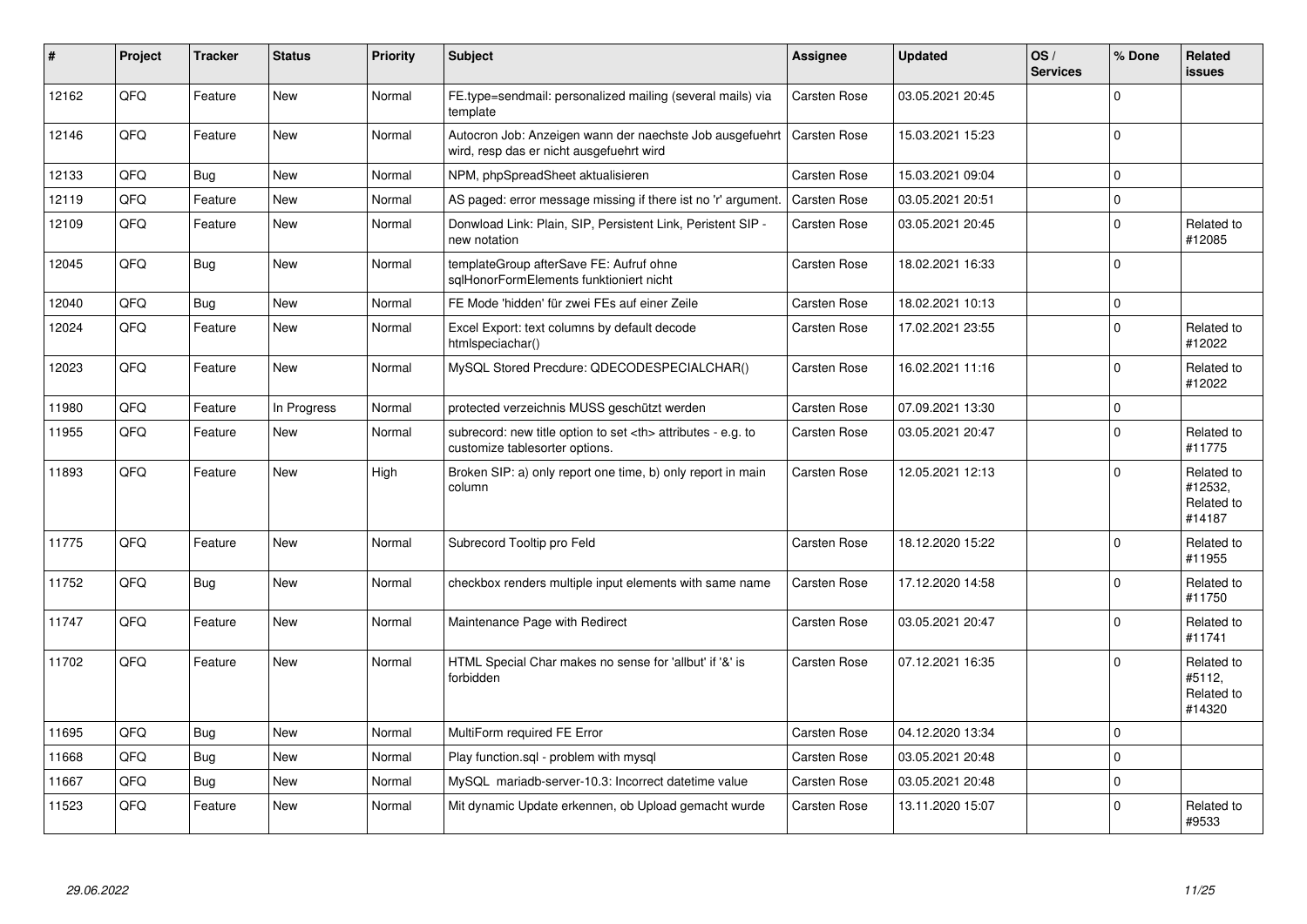| # | Project | Tracker | Status | Priority | Subject | Assignee | Updated | OS / Services | % Done | Related issues |
|---|---|---|---|---|---|---|---|---|---|---|
| 12162 | QFQ | Feature | New | Normal | FE.type=sendmail: personalized mailing (several mails) via template | Carsten Rose | 03.05.2021 20:45 | | 0 | |
| 12146 | QFQ | Feature | New | Normal | Autocron Job: Anzeigen wann der naechste Job ausgefuehrt wird, resp das er nicht ausgefuehrt wird | Carsten Rose | 15.03.2021 15:23 | | 0 | |
| 12133 | QFQ | Bug | New | Normal | NPM, phpSpreadSheet aktualisieren | Carsten Rose | 15.03.2021 09:04 | | 0 | |
| 12119 | QFQ | Feature | New | Normal | AS paged: error message missing if there ist no 'r' argument. | Carsten Rose | 03.05.2021 20:51 | | 0 | |
| 12109 | QFQ | Feature | New | Normal | Donwload Link: Plain, SIP, Persistent Link, Peristent SIP - new notation | Carsten Rose | 03.05.2021 20:45 | | 0 | Related to #12085 |
| 12045 | QFQ | Bug | New | Normal | templateGroup afterSave FE: Aufruf ohne sqlHonorFormElements funktioniert nicht | Carsten Rose | 18.02.2021 16:33 | | 0 | |
| 12040 | QFQ | Bug | New | Normal | FE Mode 'hidden' für zwei FEs auf einer Zeile | Carsten Rose | 18.02.2021 10:13 | | 0 | |
| 12024 | QFQ | Feature | New | Normal | Excel Export: text columns by default decode htmlspeciachar() | Carsten Rose | 17.02.2021 23:55 | | 0 | Related to #12022 |
| 12023 | QFQ | Feature | New | Normal | MySQL Stored Precdure: QDECODESPECIALCHAR() | Carsten Rose | 16.02.2021 11:16 | | 0 | Related to #12022 |
| 11980 | QFQ | Feature | In Progress | Normal | protected verzeichnis MUSS geschützt werden | Carsten Rose | 07.09.2021 13:30 | | 0 | |
| 11955 | QFQ | Feature | New | Normal | subrecord: new title option to set <th> attributes - e.g. to customize tablesorter options. | Carsten Rose | 03.05.2021 20:47 | | 0 | Related to #11775 |
| 11893 | QFQ | Feature | New | High | Broken SIP: a) only report one time, b) only report in main column | Carsten Rose | 12.05.2021 12:13 | | 0 | Related to #12532, Related to #14187 |
| 11775 | QFQ | Feature | New | Normal | Subrecord Tooltip pro Feld | Carsten Rose | 18.12.2020 15:22 | | 0 | Related to #11955 |
| 11752 | QFQ | Bug | New | Normal | checkbox renders multiple input elements with same name | Carsten Rose | 17.12.2020 14:58 | | 0 | Related to #11750 |
| 11747 | QFQ | Feature | New | Normal | Maintenance Page with Redirect | Carsten Rose | 03.05.2021 20:47 | | 0 | Related to #11741 |
| 11702 | QFQ | Feature | New | Normal | HTML Special Char makes no sense for 'allbut' if '&' is forbidden | Carsten Rose | 07.12.2021 16:35 | | 0 | Related to #5112, Related to #14320 |
| 11695 | QFQ | Bug | New | Normal | MultiForm required FE Error | Carsten Rose | 04.12.2020 13:34 | | 0 | |
| 11668 | QFQ | Bug | New | Normal | Play function.sql - problem with mysql | Carsten Rose | 03.05.2021 20:48 | | 0 | |
| 11667 | QFQ | Bug | New | Normal | MySQL mariadb-server-10.3: Incorrect datetime value | Carsten Rose | 03.05.2021 20:48 | | 0 | |
| 11523 | QFQ | Feature | New | Normal | Mit dynamic Update erkennen, ob Upload gemacht wurde | Carsten Rose | 13.11.2020 15:07 | | 0 | Related to #9533 |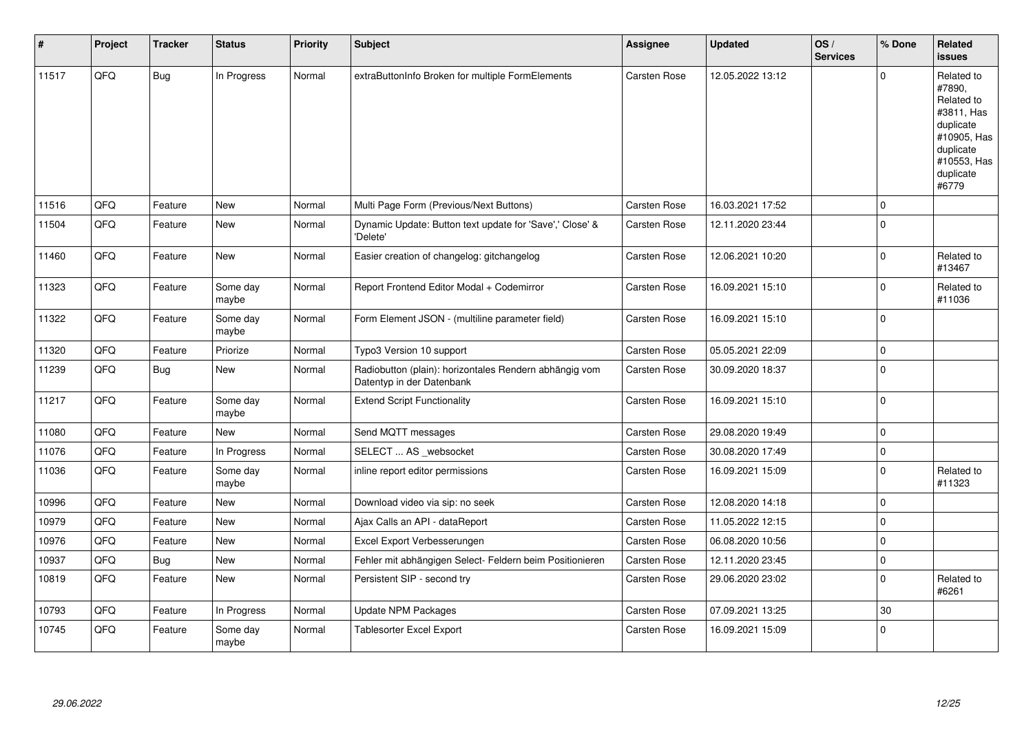| # | Project | Tracker | Status | Priority | Subject | Assignee | Updated | OS / Services | % Done | Related issues |
|---|---|---|---|---|---|---|---|---|---|---|
| 11517 | QFQ | Bug | In Progress | Normal | extraButtonInfo Broken for multiple FormElements | Carsten Rose | 12.05.2022 13:12 | | 0 | Related to #7890, Related to #3811, Has duplicate #10905, Has duplicate #10553, Has duplicate #6779 |
| 11516 | QFQ | Feature | New | Normal | Multi Page Form (Previous/Next Buttons) | Carsten Rose | 16.03.2021 17:52 | | 0 | |
| 11504 | QFQ | Feature | New | Normal | Dynamic Update: Button text update for 'Save',' Close' & 'Delete' | Carsten Rose | 12.11.2020 23:44 | | 0 | |
| 11460 | QFQ | Feature | New | Normal | Easier creation of changelog: gitchangelog | Carsten Rose | 12.06.2021 10:20 | | 0 | Related to #13467 |
| 11323 | QFQ | Feature | Some day maybe | Normal | Report Frontend Editor Modal + Codemirror | Carsten Rose | 16.09.2021 15:10 | | 0 | Related to #11036 |
| 11322 | QFQ | Feature | Some day maybe | Normal | Form Element JSON - (multiline parameter field) | Carsten Rose | 16.09.2021 15:10 | | 0 | |
| 11320 | QFQ | Feature | Priorize | Normal | Typo3 Version 10 support | Carsten Rose | 05.05.2021 22:09 | | 0 | |
| 11239 | QFQ | Bug | New | Normal | Radiobutton (plain): horizontales Rendern abhängig vom Datentyp in der Datenbank | Carsten Rose | 30.09.2020 18:37 | | 0 | |
| 11217 | QFQ | Feature | Some day maybe | Normal | Extend Script Functionality | Carsten Rose | 16.09.2021 15:10 | | 0 | |
| 11080 | QFQ | Feature | New | Normal | Send MQTT messages | Carsten Rose | 29.08.2020 19:49 | | 0 | |
| 11076 | QFQ | Feature | In Progress | Normal | SELECT ... AS _websocket | Carsten Rose | 30.08.2020 17:49 | | 0 | |
| 11036 | QFQ | Feature | Some day maybe | Normal | inline report editor permissions | Carsten Rose | 16.09.2021 15:09 | | 0 | Related to #11323 |
| 10996 | QFQ | Feature | New | Normal | Download video via sip: no seek | Carsten Rose | 12.08.2020 14:18 | | 0 | |
| 10979 | QFQ | Feature | New | Normal | Ajax Calls an API - dataReport | Carsten Rose | 11.05.2022 12:15 | | 0 | |
| 10976 | QFQ | Feature | New | Normal | Excel Export Verbesserungen | Carsten Rose | 06.08.2020 10:56 | | 0 | |
| 10937 | QFQ | Bug | New | Normal | Fehler mit abhängigen Select- Feldern beim Positionieren | Carsten Rose | 12.11.2020 23:45 | | 0 | |
| 10819 | QFQ | Feature | New | Normal | Persistent SIP - second try | Carsten Rose | 29.06.2020 23:02 | | 0 | Related to #6261 |
| 10793 | QFQ | Feature | In Progress | Normal | Update NPM Packages | Carsten Rose | 07.09.2021 13:25 | | 30 | |
| 10745 | QFQ | Feature | Some day maybe | Normal | Tablesorter Excel Export | Carsten Rose | 16.09.2021 15:09 | | 0 | |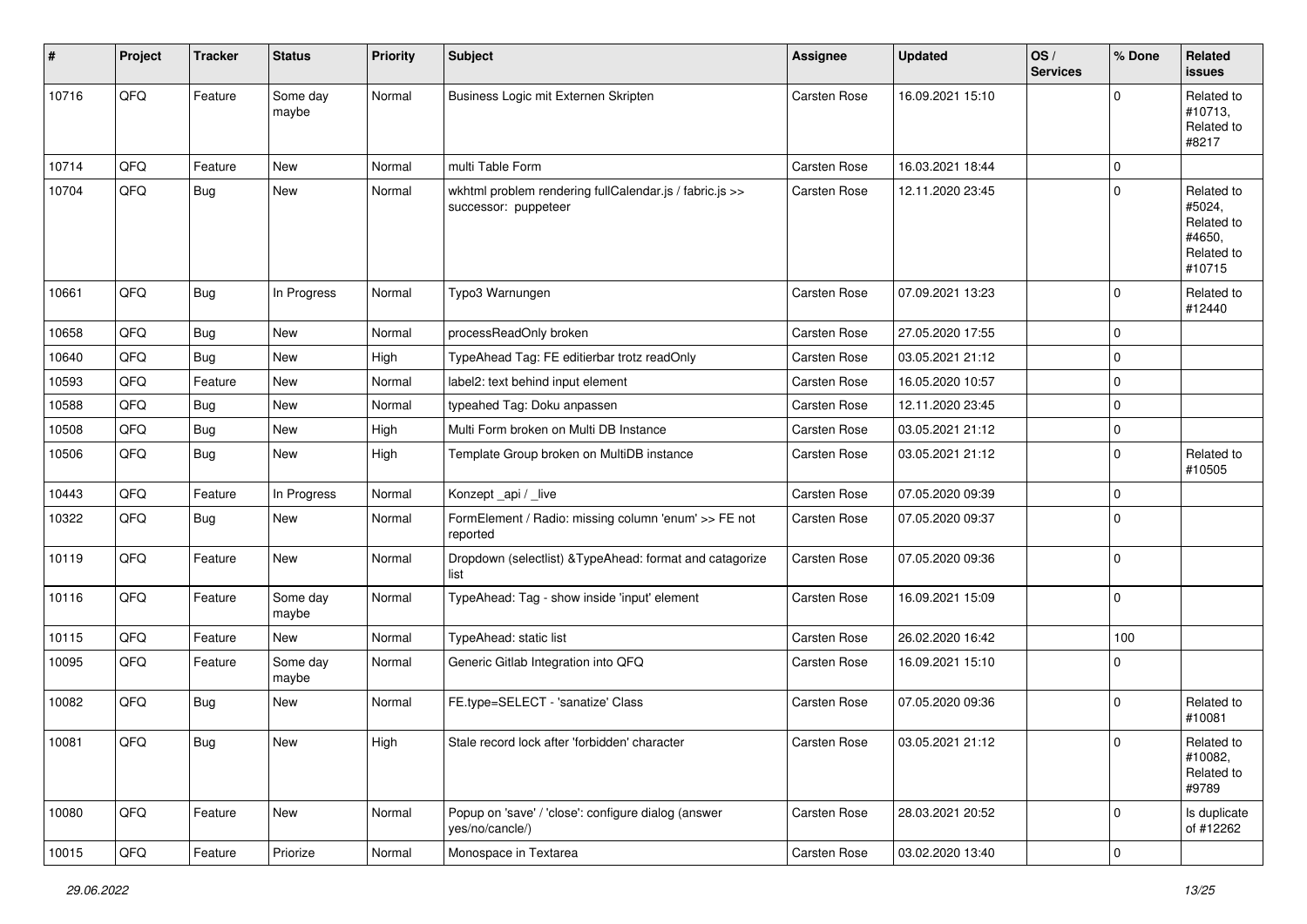| # | Project | Tracker | Status | Priority | Subject | Assignee | Updated | OS / Services | % Done | Related issues |
|---|---|---|---|---|---|---|---|---|---|---|
| 10716 | QFQ | Feature | Some day maybe | Normal | Business Logic mit Externen Skripten | Carsten Rose | 16.09.2021 15:10 | | 0 | Related to #10713, Related to #8217 |
| 10714 | QFQ | Feature | New | Normal | multi Table Form | Carsten Rose | 16.03.2021 18:44 | | 0 | |
| 10704 | QFQ | Bug | New | Normal | wkhtml problem rendering fullCalendar.js / fabric.js >> successor: puppeteer | Carsten Rose | 12.11.2020 23:45 | | 0 | Related to #5024, Related to #4650, Related to #10715 |
| 10661 | QFQ | Bug | In Progress | Normal | Typo3 Warnungen | Carsten Rose | 07.09.2021 13:23 | | 0 | Related to #12440 |
| 10658 | QFQ | Bug | New | Normal | processReadOnly broken | Carsten Rose | 27.05.2020 17:55 | | 0 | |
| 10640 | QFQ | Bug | New | High | TypeAhead Tag: FE editierbar trotz readOnly | Carsten Rose | 03.05.2021 21:12 | | 0 | |
| 10593 | QFQ | Feature | New | Normal | label2: text behind input element | Carsten Rose | 16.05.2020 10:57 | | 0 | |
| 10588 | QFQ | Bug | New | Normal | typeahed Tag: Doku anpassen | Carsten Rose | 12.11.2020 23:45 | | 0 | |
| 10508 | QFQ | Bug | New | High | Multi Form broken on Multi DB Instance | Carsten Rose | 03.05.2021 21:12 | | 0 | |
| 10506 | QFQ | Bug | New | High | Template Group broken on MultiDB instance | Carsten Rose | 03.05.2021 21:12 | | 0 | Related to #10505 |
| 10443 | QFQ | Feature | In Progress | Normal | Konzept _api / _live | Carsten Rose | 07.05.2020 09:39 | | 0 | |
| 10322 | QFQ | Bug | New | Normal | FormElement / Radio: missing column 'enum' >> FE not reported | Carsten Rose | 07.05.2020 09:37 | | 0 | |
| 10119 | QFQ | Feature | New | Normal | Dropdown (selectlist) &TypeAhead: format and catagorize list | Carsten Rose | 07.05.2020 09:36 | | 0 | |
| 10116 | QFQ | Feature | Some day maybe | Normal | TypeAhead: Tag - show inside 'input' element | Carsten Rose | 16.09.2021 15:09 | | 0 | |
| 10115 | QFQ | Feature | New | Normal | TypeAhead: static list | Carsten Rose | 26.02.2020 16:42 | | 100 | |
| 10095 | QFQ | Feature | Some day maybe | Normal | Generic Gitlab Integration into QFQ | Carsten Rose | 16.09.2021 15:10 | | 0 | |
| 10082 | QFQ | Bug | New | Normal | FE.type=SELECT - 'sanatize' Class | Carsten Rose | 07.05.2020 09:36 | | 0 | Related to #10081 |
| 10081 | QFQ | Bug | New | High | Stale record lock after 'forbidden' character | Carsten Rose | 03.05.2021 21:12 | | 0 | Related to #10082, Related to #9789 |
| 10080 | QFQ | Feature | New | Normal | Popup on 'save' / 'close': configure dialog (answer yes/no/cancle/) | Carsten Rose | 28.03.2021 20:52 | | 0 | Is duplicate of #12262 |
| 10015 | QFQ | Feature | Priorize | Normal | Monospace in Textarea | Carsten Rose | 03.02.2020 13:40 | | 0 | |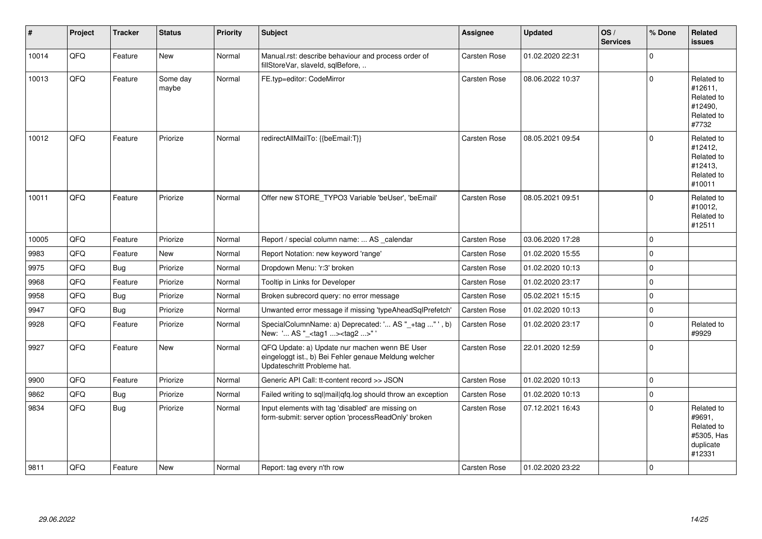| # | Project | Tracker | Status | Priority | Subject | Assignee | Updated | OS / Services | % Done | Related issues |
|---|---|---|---|---|---|---|---|---|---|---|
| 10014 | QFQ | Feature | New | Normal | Manual.rst: describe behaviour and process order of fillStoreVar, slaveId, sqlBefore, .. | Carsten Rose | 01.02.2020 22:31 | | 0 | |
| 10013 | QFQ | Feature | Some day maybe | Normal | FE.typ=editor: CodeMirror | Carsten Rose | 08.06.2022 10:37 | | 0 | Related to #12611, Related to #12490, Related to #7732 |
| 10012 | QFQ | Feature | Priorize | Normal | redirectAllMailTo: {{beEmail:T}} | Carsten Rose | 08.05.2021 09:54 | | 0 | Related to #12412, Related to #12413, Related to #10011 |
| 10011 | QFQ | Feature | Priorize | Normal | Offer new STORE_TYPO3 Variable 'beUser', 'beEmail' | Carsten Rose | 08.05.2021 09:51 | | 0 | Related to #10012, Related to #12511 |
| 10005 | QFQ | Feature | Priorize | Normal | Report / special column name: ... AS _calendar | Carsten Rose | 03.06.2020 17:28 | | 0 | |
| 9983 | QFQ | Feature | New | Normal | Report Notation: new keyword 'range' | Carsten Rose | 01.02.2020 15:55 | | 0 | |
| 9975 | QFQ | Bug | Priorize | Normal | Dropdown Menu: 'r:3' broken | Carsten Rose | 01.02.2020 10:13 | | 0 | |
| 9968 | QFQ | Feature | Priorize | Normal | Tooltip in Links for Developer | Carsten Rose | 01.02.2020 23:17 | | 0 | |
| 9958 | QFQ | Bug | Priorize | Normal | Broken subrecord query: no error message | Carsten Rose | 05.02.2021 15:15 | | 0 | |
| 9947 | QFQ | Bug | Priorize | Normal | Unwanted error message if missing 'typeAheadSqlPrefetch' | Carsten Rose | 01.02.2020 10:13 | | 0 | |
| 9928 | QFQ | Feature | Priorize | Normal | SpecialColumnName: a) Deprecated: '... AS "_+tag ..." ', b) New: '... AS "_<tag1 ...><tag2 ...>" ' | Carsten Rose | 01.02.2020 23:17 | | 0 | Related to #9929 |
| 9927 | QFQ | Feature | New | Normal | QFQ Update: a) Update nur machen wenn BE User eingeloggt ist., b) Bei Fehler genaue Meldung welcher Updateschritt Probleme hat. | Carsten Rose | 22.01.2020 12:59 | | 0 | |
| 9900 | QFQ | Feature | Priorize | Normal | Generic API Call: tt-content record >> JSON | Carsten Rose | 01.02.2020 10:13 | | 0 | |
| 9862 | QFQ | Bug | Priorize | Normal | Failed writing to sql\|mail\|qfq.log should throw an exception | Carsten Rose | 01.02.2020 10:13 | | 0 | |
| 9834 | QFQ | Bug | Priorize | Normal | Input elements with tag 'disabled' are missing on form-submit: server option 'processReadOnly' broken | Carsten Rose | 07.12.2021 16:43 | | 0 | Related to #9691, Related to #5305, Has duplicate #12331 |
| 9811 | QFQ | Feature | New | Normal | Report: tag every n'th row | Carsten Rose | 01.02.2020 23:22 | | 0 | |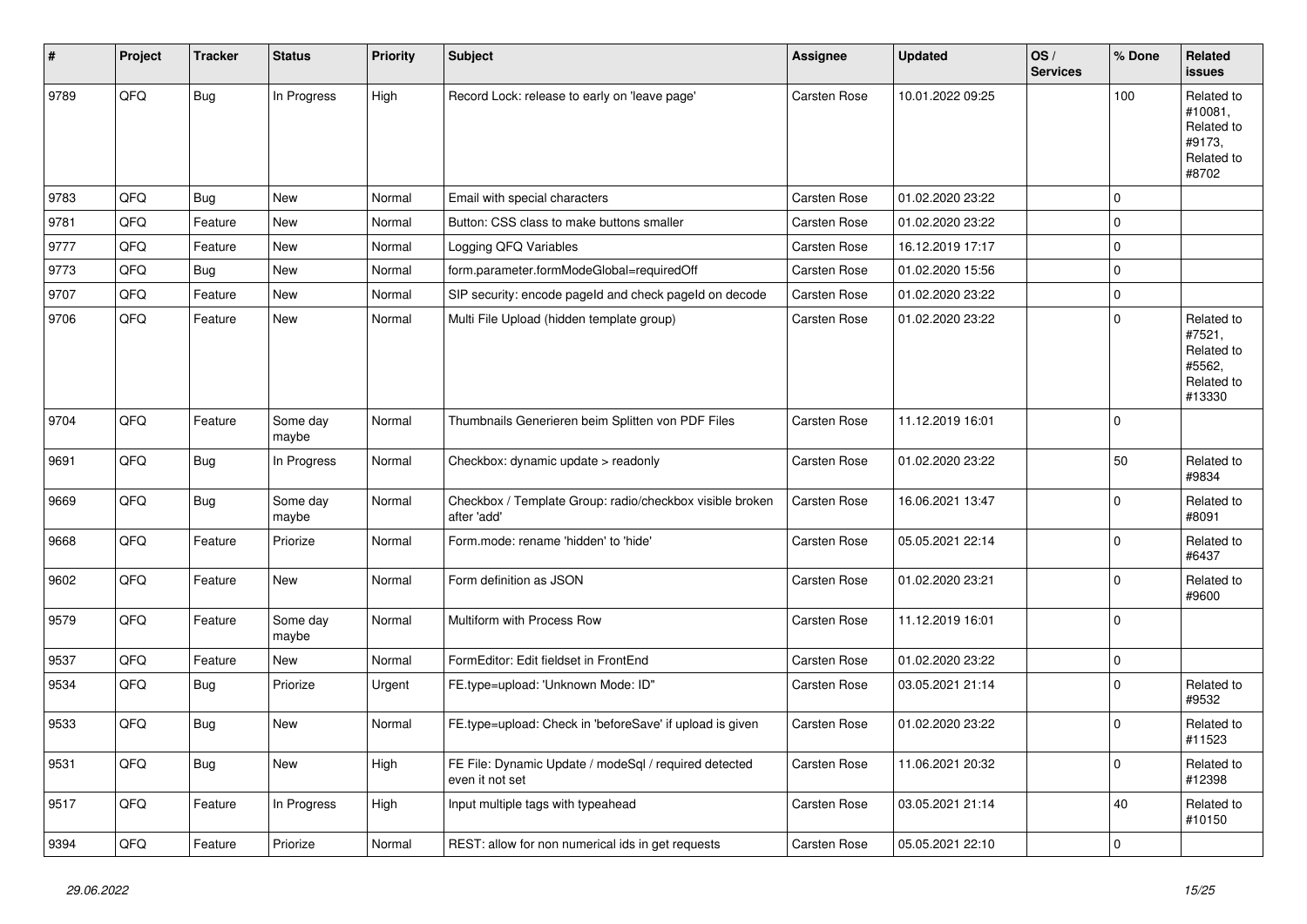| # | Project | Tracker | Status | Priority | Subject | Assignee | Updated | OS / Services | % Done | Related issues |
|---|---|---|---|---|---|---|---|---|---|---|
| 9789 | QFQ | Bug | In Progress | High | Record Lock: release to early on 'leave page' | Carsten Rose | 10.01.2022 09:25 | | 100 | Related to #10081, Related to #9173, Related to #8702 |
| 9783 | QFQ | Bug | New | Normal | Email with special characters | Carsten Rose | 01.02.2020 23:22 | | 0 | |
| 9781 | QFQ | Feature | New | Normal | Button: CSS class to make buttons smaller | Carsten Rose | 01.02.2020 23:22 | | 0 | |
| 9777 | QFQ | Feature | New | Normal | Logging QFQ Variables | Carsten Rose | 16.12.2019 17:17 | | 0 | |
| 9773 | QFQ | Bug | New | Normal | form.parameter.formModeGlobal=requiredOff | Carsten Rose | 01.02.2020 15:56 | | 0 | |
| 9707 | QFQ | Feature | New | Normal | SIP security: encode pageId and check pageId on decode | Carsten Rose | 01.02.2020 23:22 | | 0 | |
| 9706 | QFQ | Feature | New | Normal | Multi File Upload (hidden template group) | Carsten Rose | 01.02.2020 23:22 | | 0 | Related to #7521, Related to #5562, Related to #13330 |
| 9704 | QFQ | Feature | Some day maybe | Normal | Thumbnails Generieren beim Splitten von PDF Files | Carsten Rose | 11.12.2019 16:01 | | 0 | |
| 9691 | QFQ | Bug | In Progress | Normal | Checkbox: dynamic update > readonly | Carsten Rose | 01.02.2020 23:22 | | 50 | Related to #9834 |
| 9669 | QFQ | Bug | Some day maybe | Normal | Checkbox / Template Group: radio/checkbox visible broken after 'add' | Carsten Rose | 16.06.2021 13:47 | | 0 | Related to #8091 |
| 9668 | QFQ | Feature | Priorize | Normal | Form.mode: rename 'hidden' to 'hide' | Carsten Rose | 05.05.2021 22:14 | | 0 | Related to #6437 |
| 9602 | QFQ | Feature | New | Normal | Form definition as JSON | Carsten Rose | 01.02.2020 23:21 | | 0 | Related to #9600 |
| 9579 | QFQ | Feature | Some day maybe | Normal | Multiform with Process Row | Carsten Rose | 11.12.2019 16:01 | | 0 | |
| 9537 | QFQ | Feature | New | Normal | FormEditor: Edit fieldset in FrontEnd | Carsten Rose | 01.02.2020 23:22 | | 0 | |
| 9534 | QFQ | Bug | Priorize | Urgent | FE.type=upload: 'Unknown Mode: ID" | Carsten Rose | 03.05.2021 21:14 | | 0 | Related to #9532 |
| 9533 | QFQ | Bug | New | Normal | FE.type=upload: Check in 'beforeSave' if upload is given | Carsten Rose | 01.02.2020 23:22 | | 0 | Related to #11523 |
| 9531 | QFQ | Bug | New | High | FE File: Dynamic Update / modeSql / required detected even it not set | Carsten Rose | 11.06.2021 20:32 | | 0 | Related to #12398 |
| 9517 | QFQ | Feature | In Progress | High | Input multiple tags with typeahead | Carsten Rose | 03.05.2021 21:14 | | 40 | Related to #10150 |
| 9394 | QFQ | Feature | Priorize | Normal | REST: allow for non numerical ids in get requests | Carsten Rose | 05.05.2021 22:10 | | 0 | |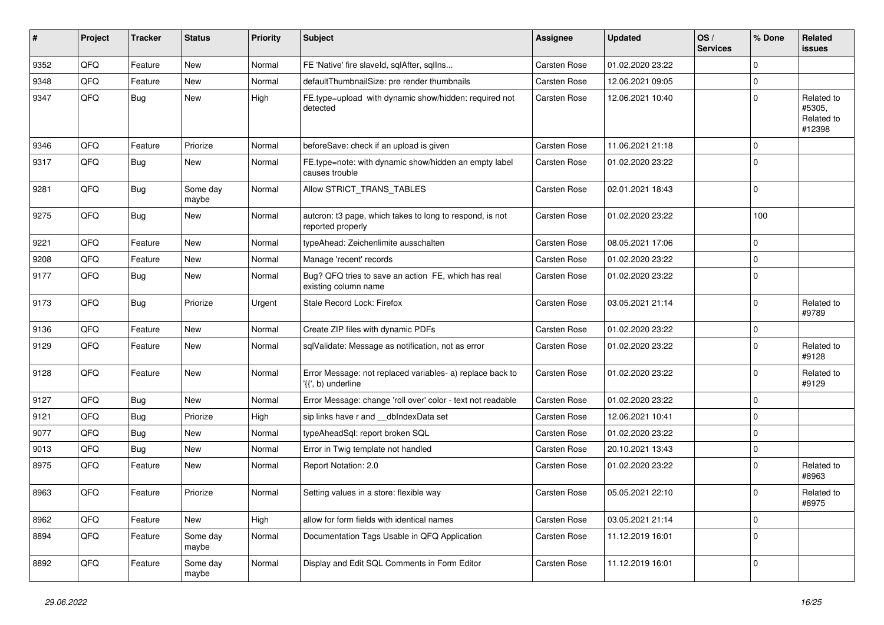| # | Project | Tracker | Status | Priority | Subject | Assignee | Updated | OS / Services | % Done | Related issues |
|---|---|---|---|---|---|---|---|---|---|---|
| 9352 | QFQ | Feature | New | Normal | FE 'Native' fire slaveId, sqlAfter, sqlIns... | Carsten Rose | 01.02.2020 23:22 | | 0 | |
| 9348 | QFQ | Feature | New | Normal | defaultThumbnailSize: pre render thumbnails | Carsten Rose | 12.06.2021 09:05 | | 0 | |
| 9347 | QFQ | Bug | New | High | FE.type=upload with dynamic show/hidden: required not detected | Carsten Rose | 12.06.2021 10:40 | | 0 | Related to #5305, Related to #12398 |
| 9346 | QFQ | Feature | Priorize | Normal | beforeSave: check if an upload is given | Carsten Rose | 11.06.2021 21:18 | | 0 | |
| 9317 | QFQ | Bug | New | Normal | FE.type=note: with dynamic show/hidden an empty label causes trouble | Carsten Rose | 01.02.2020 23:22 | | 0 | |
| 9281 | QFQ | Bug | Some day maybe | Normal | Allow STRICT_TRANS_TABLES | Carsten Rose | 02.01.2021 18:43 | | 0 | |
| 9275 | QFQ | Bug | New | Normal | autcron: t3 page, which takes to long to respond, is not reported properly | Carsten Rose | 01.02.2020 23:22 | | 100 | |
| 9221 | QFQ | Feature | New | Normal | typeAhead: Zeichenlimite ausschalten | Carsten Rose | 08.05.2021 17:06 | | 0 | |
| 9208 | QFQ | Feature | New | Normal | Manage 'recent' records | Carsten Rose | 01.02.2020 23:22 | | 0 | |
| 9177 | QFQ | Bug | New | Normal | Bug? QFQ tries to save an action FE, which has real existing column name | Carsten Rose | 01.02.2020 23:22 | | 0 | |
| 9173 | QFQ | Bug | Priorize | Urgent | Stale Record Lock: Firefox | Carsten Rose | 03.05.2021 21:14 | | 0 | Related to #9789 |
| 9136 | QFQ | Feature | New | Normal | Create ZIP files with dynamic PDFs | Carsten Rose | 01.02.2020 23:22 | | 0 | |
| 9129 | QFQ | Feature | New | Normal | sqlValidate: Message as notification, not as error | Carsten Rose | 01.02.2020 23:22 | | 0 | Related to #9128 |
| 9128 | QFQ | Feature | New | Normal | Error Message: not replaced variables- a) replace back to '{{', b) underline | Carsten Rose | 01.02.2020 23:22 | | 0 | Related to #9129 |
| 9127 | QFQ | Bug | New | Normal | Error Message: change 'roll over' color - text not readable | Carsten Rose | 01.02.2020 23:22 | | 0 | |
| 9121 | QFQ | Bug | Priorize | High | sip links have r and __dbIndexData set | Carsten Rose | 12.06.2021 10:41 | | 0 | |
| 9077 | QFQ | Bug | New | Normal | typeAheadSql: report broken SQL | Carsten Rose | 01.02.2020 23:22 | | 0 | |
| 9013 | QFQ | Bug | New | Normal | Error in Twig template not handled | Carsten Rose | 20.10.2021 13:43 | | 0 | |
| 8975 | QFQ | Feature | New | Normal | Report Notation: 2.0 | Carsten Rose | 01.02.2020 23:22 | | 0 | Related to #8963 |
| 8963 | QFQ | Feature | Priorize | Normal | Setting values in a store: flexible way | Carsten Rose | 05.05.2021 22:10 | | 0 | Related to #8975 |
| 8962 | QFQ | Feature | New | High | allow for form fields with identical names | Carsten Rose | 03.05.2021 21:14 | | 0 | |
| 8894 | QFQ | Feature | Some day maybe | Normal | Documentation Tags Usable in QFQ Application | Carsten Rose | 11.12.2019 16:01 | | 0 | |
| 8892 | QFQ | Feature | Some day maybe | Normal | Display and Edit SQL Comments in Form Editor | Carsten Rose | 11.12.2019 16:01 | | 0 | |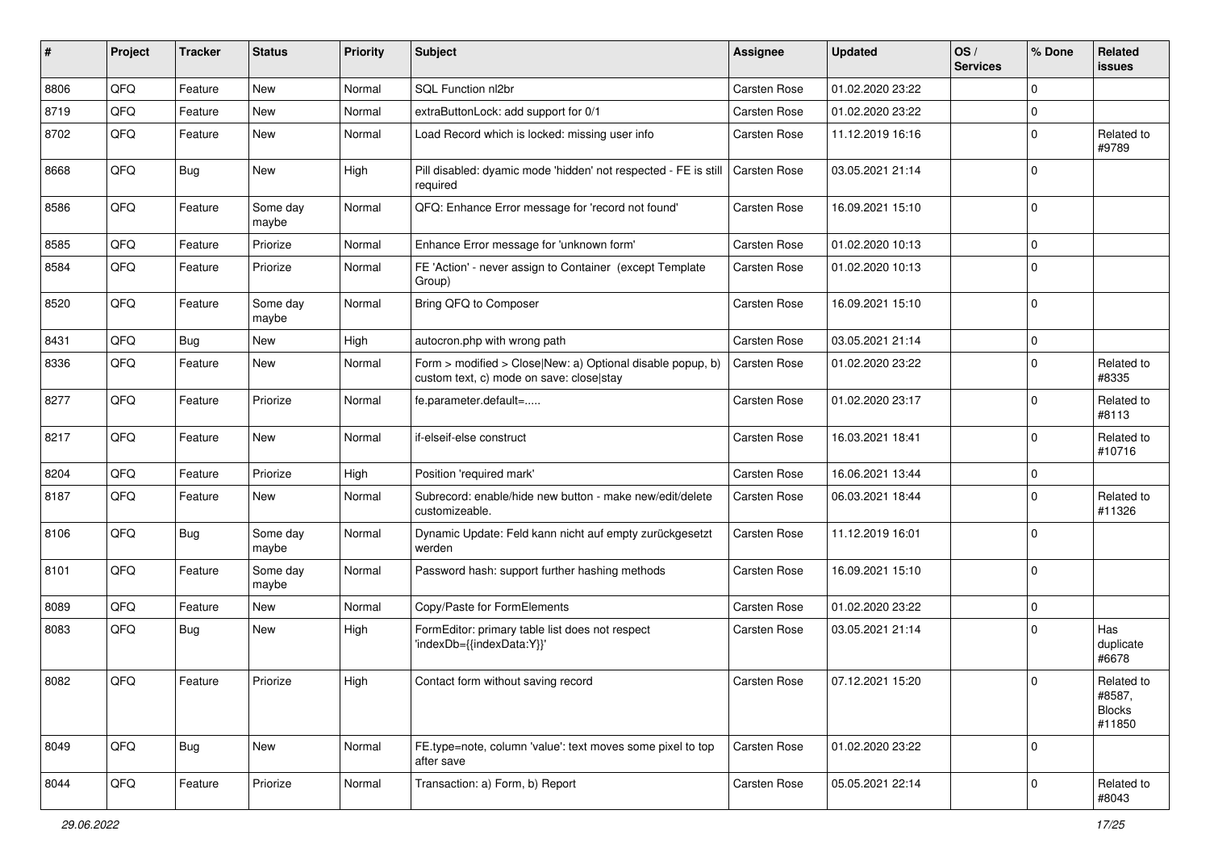| # | Project | Tracker | Status | Priority | Subject | Assignee | Updated | OS / Services | % Done | Related issues |
|---|---|---|---|---|---|---|---|---|---|---|
| 8806 | QFQ | Feature | New | Normal | SQL Function nl2br | Carsten Rose | 01.02.2020 23:22 | | 0 | |
| 8719 | QFQ | Feature | New | Normal | extraButtonLock: add support for 0/1 | Carsten Rose | 01.02.2020 23:22 | | 0 | |
| 8702 | QFQ | Feature | New | Normal | Load Record which is locked: missing user info | Carsten Rose | 11.12.2019 16:16 | | 0 | Related to #9789 |
| 8668 | QFQ | Bug | New | High | Pill disabled: dyamic mode 'hidden' not respected - FE is still required | Carsten Rose | 03.05.2021 21:14 | | 0 | |
| 8586 | QFQ | Feature | Some day maybe | Normal | QFQ: Enhance Error message for 'record not found' | Carsten Rose | 16.09.2021 15:10 | | 0 | |
| 8585 | QFQ | Feature | Priorize | Normal | Enhance Error message for 'unknown form' | Carsten Rose | 01.02.2020 10:13 | | 0 | |
| 8584 | QFQ | Feature | Priorize | Normal | FE 'Action' - never assign to Container (except Template Group) | Carsten Rose | 01.02.2020 10:13 | | 0 | |
| 8520 | QFQ | Feature | Some day maybe | Normal | Bring QFQ to Composer | Carsten Rose | 16.09.2021 15:10 | | 0 | |
| 8431 | QFQ | Bug | New | High | autocron.php with wrong path | Carsten Rose | 03.05.2021 21:14 | | 0 | |
| 8336 | QFQ | Feature | New | Normal | Form > modified > Close\|New: a) Optional disable popup, b) custom text, c) mode on save: close\|stay | Carsten Rose | 01.02.2020 23:22 | | 0 | Related to #8335 |
| 8277 | QFQ | Feature | Priorize | Normal | fe.parameter.default=..... | Carsten Rose | 01.02.2020 23:17 | | 0 | Related to #8113 |
| 8217 | QFQ | Feature | New | Normal | if-elseif-else construct | Carsten Rose | 16.03.2021 18:41 | | 0 | Related to #10716 |
| 8204 | QFQ | Feature | Priorize | High | Position 'required mark' | Carsten Rose | 16.06.2021 13:44 | | 0 | |
| 8187 | QFQ | Feature | New | Normal | Subrecord: enable/hide new button - make new/edit/delete customizeable. | Carsten Rose | 06.03.2021 18:44 | | 0 | Related to #11326 |
| 8106 | QFQ | Bug | Some day maybe | Normal | Dynamic Update: Feld kann nicht auf empty zurückgesetzt werden | Carsten Rose | 11.12.2019 16:01 | | 0 | |
| 8101 | QFQ | Feature | Some day maybe | Normal | Password hash: support further hashing methods | Carsten Rose | 16.09.2021 15:10 | | 0 | |
| 8089 | QFQ | Feature | New | Normal | Copy/Paste for FormElements | Carsten Rose | 01.02.2020 23:22 | | 0 | |
| 8083 | QFQ | Bug | New | High | FormEditor: primary table list does not respect 'indexDb={{indexData:Y}}' | Carsten Rose | 03.05.2021 21:14 | | 0 | Has duplicate #6678 |
| 8082 | QFQ | Feature | Priorize | High | Contact form without saving record | Carsten Rose | 07.12.2021 15:20 | | 0 | Related to #8587, Blocks #11850 |
| 8049 | QFQ | Bug | New | Normal | FE.type=note, column 'value': text moves some pixel to top after save | Carsten Rose | 01.02.2020 23:22 | | 0 | |
| 8044 | QFQ | Feature | Priorize | Normal | Transaction: a) Form, b) Report | Carsten Rose | 05.05.2021 22:14 | | 0 | Related to #8043 |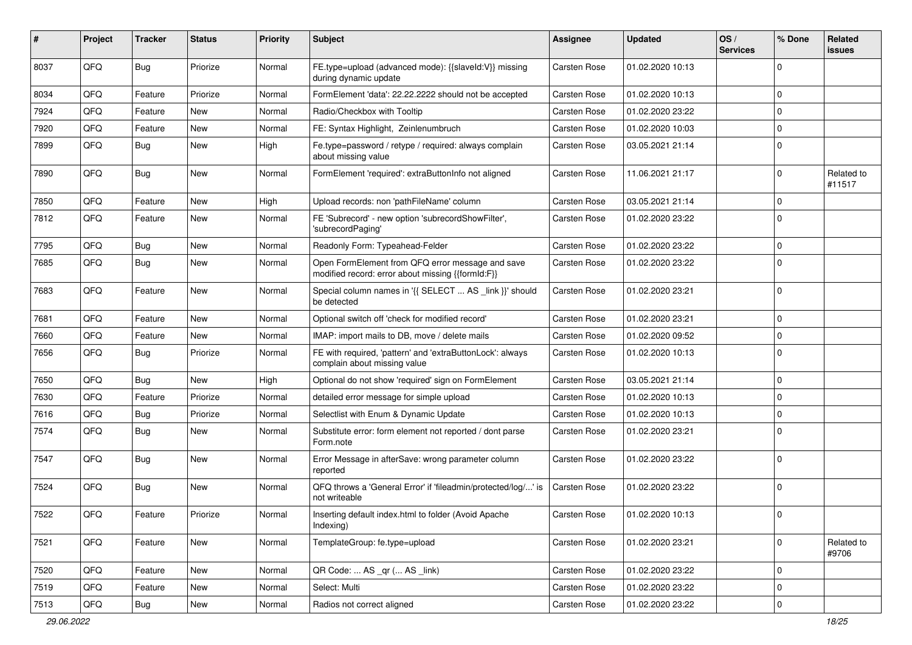| # | Project | Tracker | Status | Priority | Subject | Assignee | Updated | OS / Services | % Done | Related issues |
|---|---|---|---|---|---|---|---|---|---|---|
| 8037 | QFQ | Bug | Priorize | Normal | FE.type=upload (advanced mode): {{slaveId:V}} missing during dynamic update | Carsten Rose | 01.02.2020 10:13 | | 0 | |
| 8034 | QFQ | Feature | Priorize | Normal | FormElement 'data': 22.22.2222 should not be accepted | Carsten Rose | 01.02.2020 10:13 | | 0 | |
| 7924 | QFQ | Feature | New | Normal | Radio/Checkbox with Tooltip | Carsten Rose | 01.02.2020 23:22 | | 0 | |
| 7920 | QFQ | Feature | New | Normal | FE: Syntax Highlight, Zeinlenumbruch | Carsten Rose | 01.02.2020 10:03 | | 0 | |
| 7899 | QFQ | Bug | New | High | Fe.type=password / retype / required: always complain about missing value | Carsten Rose | 03.05.2021 21:14 | | 0 | |
| 7890 | QFQ | Bug | New | Normal | FormElement 'required': extraButtonInfo not aligned | Carsten Rose | 11.06.2021 21:17 | | 0 | Related to #11517 |
| 7850 | QFQ | Feature | New | High | Upload records: non 'pathFileName' column | Carsten Rose | 03.05.2021 21:14 | | 0 | |
| 7812 | QFQ | Feature | New | Normal | FE 'Subrecord' - new option 'subrecordShowFilter', 'subrecordPaging' | Carsten Rose | 01.02.2020 23:22 | | 0 | |
| 7795 | QFQ | Bug | New | Normal | Readonly Form: Typeahead-Felder | Carsten Rose | 01.02.2020 23:22 | | 0 | |
| 7685 | QFQ | Bug | New | Normal | Open FormElement from QFQ error message and save modified record: error about missing {{formId:F}} | Carsten Rose | 01.02.2020 23:22 | | 0 | |
| 7683 | QFQ | Feature | New | Normal | Special column names in '{{ SELECT ... AS _link }}' should be detected | Carsten Rose | 01.02.2020 23:21 | | 0 | |
| 7681 | QFQ | Feature | New | Normal | Optional switch off 'check for modified record' | Carsten Rose | 01.02.2020 23:21 | | 0 | |
| 7660 | QFQ | Feature | New | Normal | IMAP: import mails to DB, move / delete mails | Carsten Rose | 01.02.2020 09:52 | | 0 | |
| 7656 | QFQ | Bug | Priorize | Normal | FE with required, 'pattern' and 'extraButtonLock': always complain about missing value | Carsten Rose | 01.02.2020 10:13 | | 0 | |
| 7650 | QFQ | Bug | New | High | Optional do not show 'required' sign on FormElement | Carsten Rose | 03.05.2021 21:14 | | 0 | |
| 7630 | QFQ | Feature | Priorize | Normal | detailed error message for simple upload | Carsten Rose | 01.02.2020 10:13 | | 0 | |
| 7616 | QFQ | Bug | Priorize | Normal | Selectlist with Enum & Dynamic Update | Carsten Rose | 01.02.2020 10:13 | | 0 | |
| 7574 | QFQ | Bug | New | Normal | Substitute error: form element not reported / dont parse Form.note | Carsten Rose | 01.02.2020 23:21 | | 0 | |
| 7547 | QFQ | Bug | New | Normal | Error Message in afterSave: wrong parameter column reported | Carsten Rose | 01.02.2020 23:22 | | 0 | |
| 7524 | QFQ | Bug | New | Normal | QFQ throws a 'General Error' if 'fileadmin/protected/log/...' is not writeable | Carsten Rose | 01.02.2020 23:22 | | 0 | |
| 7522 | QFQ | Feature | Priorize | Normal | Inserting default index.html to folder (Avoid Apache Indexing) | Carsten Rose | 01.02.2020 10:13 | | 0 | |
| 7521 | QFQ | Feature | New | Normal | TemplateGroup: fe.type=upload | Carsten Rose | 01.02.2020 23:21 | | 0 | Related to #9706 |
| 7520 | QFQ | Feature | New | Normal | QR Code: ... AS _qr (... AS _link) | Carsten Rose | 01.02.2020 23:22 | | 0 | |
| 7519 | QFQ | Feature | New | Normal | Select: Multi | Carsten Rose | 01.02.2020 23:22 | | 0 | |
| 7513 | QFQ | Bug | New | Normal | Radios not correct aligned | Carsten Rose | 01.02.2020 23:22 | | 0 | |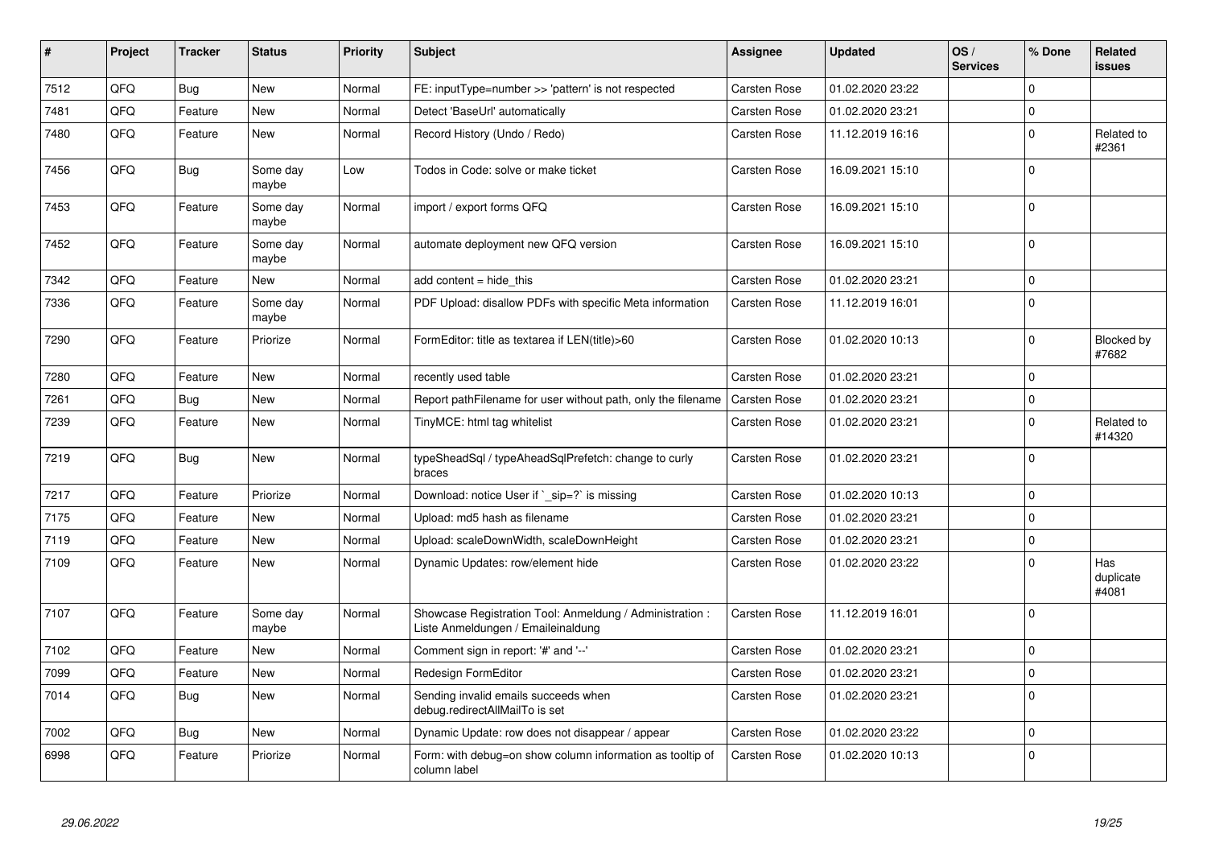| # | Project | Tracker | Status | Priority | Subject | Assignee | Updated | OS / Services | % Done | Related issues |
|---|---|---|---|---|---|---|---|---|---|---|
| 7512 | QFQ | Bug | New | Normal | FE: inputType=number >> 'pattern' is not respected | Carsten Rose | 01.02.2020 23:22 | | 0 | |
| 7481 | QFQ | Feature | New | Normal | Detect 'BaseUrl' automatically | Carsten Rose | 01.02.2020 23:21 | | 0 | |
| 7480 | QFQ | Feature | New | Normal | Record History (Undo / Redo) | Carsten Rose | 11.12.2019 16:16 | | 0 | Related to #2361 |
| 7456 | QFQ | Bug | Some day maybe | Low | Todos in Code: solve or make ticket | Carsten Rose | 16.09.2021 15:10 | | 0 | |
| 7453 | QFQ | Feature | Some day maybe | Normal | import / export forms QFQ | Carsten Rose | 16.09.2021 15:10 | | 0 | |
| 7452 | QFQ | Feature | Some day maybe | Normal | automate deployment new QFQ version | Carsten Rose | 16.09.2021 15:10 | | 0 | |
| 7342 | QFQ | Feature | New | Normal | add content = hide_this | Carsten Rose | 01.02.2020 23:21 | | 0 | |
| 7336 | QFQ | Feature | Some day maybe | Normal | PDF Upload: disallow PDFs with specific Meta information | Carsten Rose | 11.12.2019 16:01 | | 0 | |
| 7290 | QFQ | Feature | Priorize | Normal | FormEditor: title as textarea if LEN(title)>60 | Carsten Rose | 01.02.2020 10:13 | | 0 | Blocked by #7682 |
| 7280 | QFQ | Feature | New | Normal | recently used table | Carsten Rose | 01.02.2020 23:21 | | 0 | |
| 7261 | QFQ | Bug | New | Normal | Report pathFilename for user without path, only the filename | Carsten Rose | 01.02.2020 23:21 | | 0 | |
| 7239 | QFQ | Feature | New | Normal | TinyMCE: html tag whitelist | Carsten Rose | 01.02.2020 23:21 | | 0 | Related to #14320 |
| 7219 | QFQ | Bug | New | Normal | typeSheadSql / typeAheadSqlPrefetch: change to curly braces | Carsten Rose | 01.02.2020 23:21 | | 0 | |
| 7217 | QFQ | Feature | Priorize | Normal | Download: notice User if `_sip=?` is missing | Carsten Rose | 01.02.2020 10:13 | | 0 | |
| 7175 | QFQ | Feature | New | Normal | Upload: md5 hash as filename | Carsten Rose | 01.02.2020 23:21 | | 0 | |
| 7119 | QFQ | Feature | New | Normal | Upload: scaleDownWidth, scaleDownHeight | Carsten Rose | 01.02.2020 23:21 | | 0 | |
| 7109 | QFQ | Feature | New | Normal | Dynamic Updates: row/element hide | Carsten Rose | 01.02.2020 23:22 | | 0 | Has duplicate #4081 |
| 7107 | QFQ | Feature | Some day maybe | Normal | Showcase Registration Tool: Anmeldung / Administration : Liste Anmeldungen / Emaileinaldung | Carsten Rose | 11.12.2019 16:01 | | 0 | |
| 7102 | QFQ | Feature | New | Normal | Comment sign in report: '#' and '--' | Carsten Rose | 01.02.2020 23:21 | | 0 | |
| 7099 | QFQ | Feature | New | Normal | Redesign FormEditor | Carsten Rose | 01.02.2020 23:21 | | 0 | |
| 7014 | QFQ | Bug | New | Normal | Sending invalid emails succeeds when debug.redirectAllMailTo is set | Carsten Rose | 01.02.2020 23:21 | | 0 | |
| 7002 | QFQ | Bug | New | Normal | Dynamic Update: row does not disappear / appear | Carsten Rose | 01.02.2020 23:22 | | 0 | |
| 6998 | QFQ | Feature | Priorize | Normal | Form: with debug=on show column information as tooltip of column label | Carsten Rose | 01.02.2020 10:13 | | 0 | |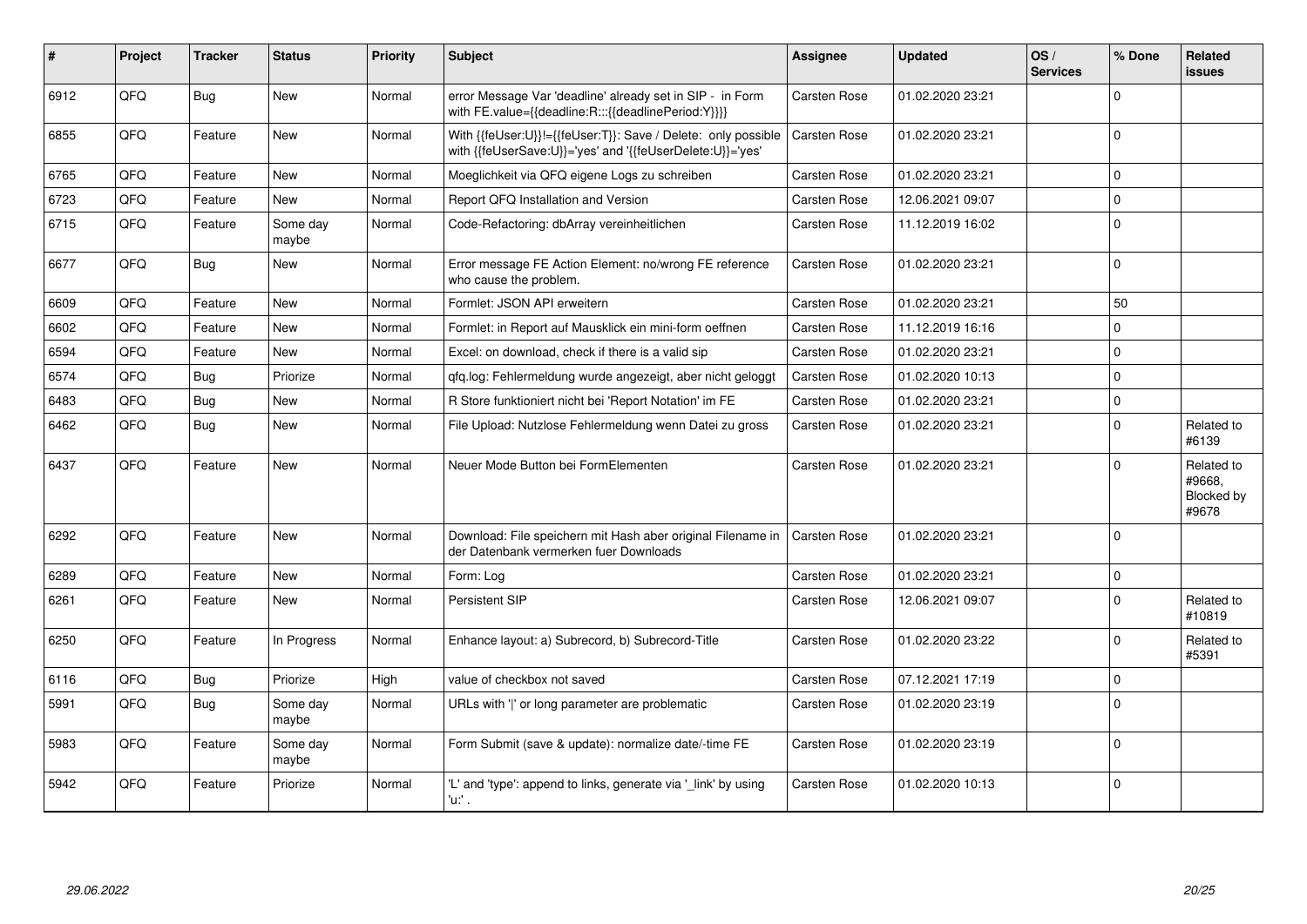| # | Project | Tracker | Status | Priority | Subject | Assignee | Updated | OS / Services | % Done | Related issues |
|---|---|---|---|---|---|---|---|---|---|---|
| 6912 | QFQ | Bug | New | Normal | error Message Var 'deadline' already set in SIP - in Form with FE.value={{deadline:R:::{{deadlinePeriod:Y}}}} | Carsten Rose | 01.02.2020 23:21 | | 0 | |
| 6855 | QFQ | Feature | New | Normal | With {{feUser:U}}!={{feUser:T}}: Save / Delete: only possible with {{feUserSave:U}}='yes' and '{{feUserDelete:U}}='yes' | Carsten Rose | 01.02.2020 23:21 | | 0 | |
| 6765 | QFQ | Feature | New | Normal | Moeglichkeit via QFQ eigene Logs zu schreiben | Carsten Rose | 01.02.2020 23:21 | | 0 | |
| 6723 | QFQ | Feature | New | Normal | Report QFQ Installation and Version | Carsten Rose | 12.06.2021 09:07 | | 0 | |
| 6715 | QFQ | Feature | Some day maybe | Normal | Code-Refactoring: dbArray vereinheitlichen | Carsten Rose | 11.12.2019 16:02 | | 0 | |
| 6677 | QFQ | Bug | New | Normal | Error message FE Action Element: no/wrong FE reference who cause the problem. | Carsten Rose | 01.02.2020 23:21 | | 0 | |
| 6609 | QFQ | Feature | New | Normal | Formlet: JSON API erweitern | Carsten Rose | 01.02.2020 23:21 | | 50 | |
| 6602 | QFQ | Feature | New | Normal | Formlet: in Report auf Mausklick ein mini-form oeffnen | Carsten Rose | 11.12.2019 16:16 | | 0 | |
| 6594 | QFQ | Feature | New | Normal | Excel: on download, check if there is a valid sip | Carsten Rose | 01.02.2020 23:21 | | 0 | |
| 6574 | QFQ | Bug | Priorize | Normal | qfq.log: Fehlermeldung wurde angezeigt, aber nicht geloggt | Carsten Rose | 01.02.2020 10:13 | | 0 | |
| 6483 | QFQ | Bug | New | Normal | R Store funktioniert nicht bei 'Report Notation' im FE | Carsten Rose | 01.02.2020 23:21 | | 0 | |
| 6462 | QFQ | Bug | New | Normal | File Upload: Nutzlose Fehlermeldung wenn Datei zu gross | Carsten Rose | 01.02.2020 23:21 | | 0 | Related to #6139 |
| 6437 | QFQ | Feature | New | Normal | Neuer Mode Button bei FormElementen | Carsten Rose | 01.02.2020 23:21 | | 0 | Related to #9668, Blocked by #9678 |
| 6292 | QFQ | Feature | New | Normal | Download: File speichern mit Hash aber original Filename in der Datenbank vermerken fuer Downloads | Carsten Rose | 01.02.2020 23:21 | | 0 | |
| 6289 | QFQ | Feature | New | Normal | Form: Log | Carsten Rose | 01.02.2020 23:21 | | 0 | |
| 6261 | QFQ | Feature | New | Normal | Persistent SIP | Carsten Rose | 12.06.2021 09:07 | | 0 | Related to #10819 |
| 6250 | QFQ | Feature | In Progress | Normal | Enhance layout: a) Subrecord, b) Subrecord-Title | Carsten Rose | 01.02.2020 23:22 | | 0 | Related to #5391 |
| 6116 | QFQ | Bug | Priorize | High | value of checkbox not saved | Carsten Rose | 07.12.2021 17:19 | | 0 | |
| 5991 | QFQ | Bug | Some day maybe | Normal | URLs with '|' or long parameter are problematic | Carsten Rose | 01.02.2020 23:19 | | 0 | |
| 5983 | QFQ | Feature | Some day maybe | Normal | Form Submit (save & update): normalize date/-time FE | Carsten Rose | 01.02.2020 23:19 | | 0 | |
| 5942 | QFQ | Feature | Priorize | Normal | 'L' and 'type': append to links, generate via '_link' by using 'u:' . | Carsten Rose | 01.02.2020 10:13 | | 0 | |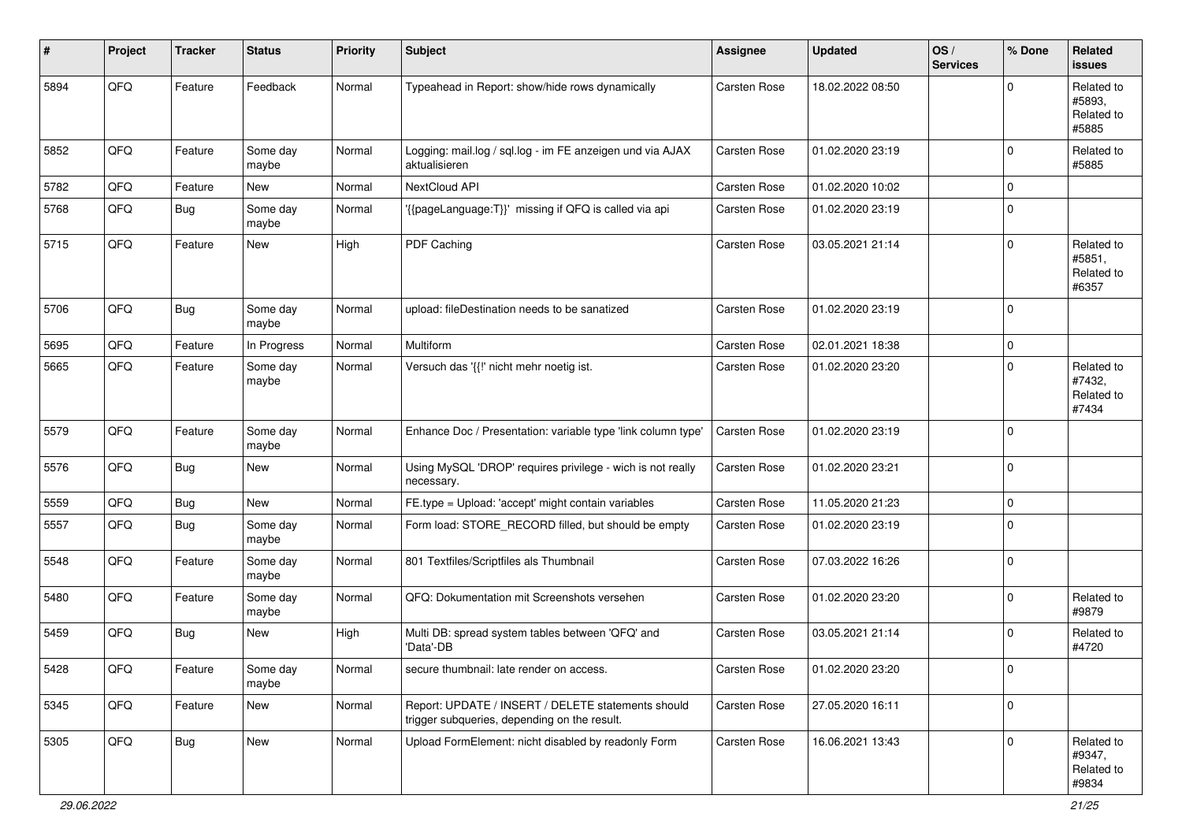| # | Project | Tracker | Status | Priority | Subject | Assignee | Updated | OS / Services | % Done | Related issues |
|---|---|---|---|---|---|---|---|---|---|---|
| 5894 | QFQ | Feature | Feedback | Normal | Typeahead in Report: show/hide rows dynamically | Carsten Rose | 18.02.2022 08:50 | | 0 | Related to #5893, Related to #5885 |
| 5852 | QFQ | Feature | Some day maybe | Normal | Logging: mail.log / sql.log - im FE anzeigen und via AJAX aktualisieren | Carsten Rose | 01.02.2020 23:19 | | 0 | Related to #5885 |
| 5782 | QFQ | Feature | New | Normal | NextCloud API | Carsten Rose | 01.02.2020 10:02 | | 0 | |
| 5768 | QFQ | Bug | Some day maybe | Normal | '{{pageLanguage:T}}' missing if QFQ is called via api | Carsten Rose | 01.02.2020 23:19 | | 0 | |
| 5715 | QFQ | Feature | New | High | PDF Caching | Carsten Rose | 03.05.2021 21:14 | | 0 | Related to #5851, Related to #6357 |
| 5706 | QFQ | Bug | Some day maybe | Normal | upload: fileDestination needs to be sanatized | Carsten Rose | 01.02.2020 23:19 | | 0 | |
| 5695 | QFQ | Feature | In Progress | Normal | Multiform | Carsten Rose | 02.01.2021 18:38 | | 0 | |
| 5665 | QFQ | Feature | Some day maybe | Normal | Versuch das '{{!' nicht mehr noetig ist. | Carsten Rose | 01.02.2020 23:20 | | 0 | Related to #7432, Related to #7434 |
| 5579 | QFQ | Feature | Some day maybe | Normal | Enhance Doc / Presentation: variable type 'link column type' | Carsten Rose | 01.02.2020 23:19 | | 0 | |
| 5576 | QFQ | Bug | New | Normal | Using MySQL 'DROP' requires privilege - wich is not really necessary. | Carsten Rose | 01.02.2020 23:21 | | 0 | |
| 5559 | QFQ | Bug | New | Normal | FE.type = Upload: 'accept' might contain variables | Carsten Rose | 11.05.2020 21:23 | | 0 | |
| 5557 | QFQ | Bug | Some day maybe | Normal | Form load: STORE_RECORD filled, but should be empty | Carsten Rose | 01.02.2020 23:19 | | 0 | |
| 5548 | QFQ | Feature | Some day maybe | Normal | 801 Textfiles/Scriptfiles als Thumbnail | Carsten Rose | 07.03.2022 16:26 | | 0 | |
| 5480 | QFQ | Feature | Some day maybe | Normal | QFQ: Dokumentation mit Screenshots versehen | Carsten Rose | 01.02.2020 23:20 | | 0 | Related to #9879 |
| 5459 | QFQ | Bug | New | High | Multi DB: spread system tables between 'QFQ' and 'Data'-DB | Carsten Rose | 03.05.2021 21:14 | | 0 | Related to #4720 |
| 5428 | QFQ | Feature | Some day maybe | Normal | secure thumbnail: late render on access. | Carsten Rose | 01.02.2020 23:20 | | 0 | |
| 5345 | QFQ | Feature | New | Normal | Report: UPDATE / INSERT / DELETE statements should trigger subqueries, depending on the result. | Carsten Rose | 27.05.2020 16:11 | | 0 | |
| 5305 | QFQ | Bug | New | Normal | Upload FormElement: nicht disabled by readonly Form | Carsten Rose | 16.06.2021 13:43 | | 0 | Related to #9347, Related to #9834 |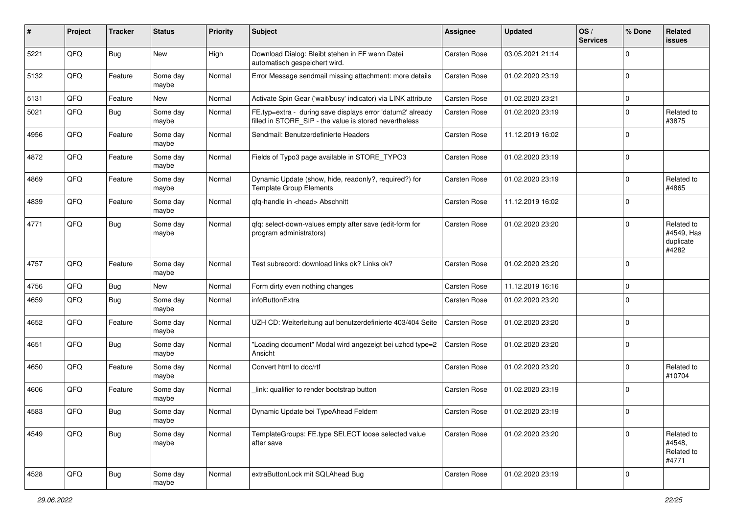| # | Project | Tracker | Status | Priority | Subject | Assignee | Updated | OS / Services | % Done | Related issues |
|---|---|---|---|---|---|---|---|---|---|---|
| 5221 | QFQ | Bug | New | High | Download Dialog: Bleibt stehen in FF wenn Datei automatisch gespeichert wird. | Carsten Rose | 03.05.2021 21:14 | | 0 | |
| 5132 | QFQ | Feature | Some day maybe | Normal | Error Message sendmail missing attachment: more details | Carsten Rose | 01.02.2020 23:19 | | 0 | |
| 5131 | QFQ | Feature | New | Normal | Activate Spin Gear ('wait/busy' indicator) via LINK attribute | Carsten Rose | 01.02.2020 23:21 | | 0 | |
| 5021 | QFQ | Bug | Some day maybe | Normal | FE.typ=extra - during save displays error 'datum2' already filled in STORE_SIP - the value is stored nevertheless | Carsten Rose | 01.02.2020 23:19 | | 0 | Related to #3875 |
| 4956 | QFQ | Feature | Some day maybe | Normal | Sendmail: Benutzerdefinierte Headers | Carsten Rose | 11.12.2019 16:02 | | 0 | |
| 4872 | QFQ | Feature | Some day maybe | Normal | Fields of Typo3 page available in STORE_TYPO3 | Carsten Rose | 01.02.2020 23:19 | | 0 | |
| 4869 | QFQ | Feature | Some day maybe | Normal | Dynamic Update (show, hide, readonly?, required?) for Template Group Elements | Carsten Rose | 01.02.2020 23:19 | | 0 | Related to #4865 |
| 4839 | QFQ | Feature | Some day maybe | Normal | qfq-handle in <head> Abschnitt | Carsten Rose | 11.12.2019 16:02 | | 0 | |
| 4771 | QFQ | Bug | Some day maybe | Normal | qfq: select-down-values empty after save (edit-form for program administrators) | Carsten Rose | 01.02.2020 23:20 | | 0 | Related to #4549, Has duplicate #4282 |
| 4757 | QFQ | Feature | Some day maybe | Normal | Test subrecord: download links ok? Links ok? | Carsten Rose | 01.02.2020 23:20 | | 0 | |
| 4756 | QFQ | Bug | New | Normal | Form dirty even nothing changes | Carsten Rose | 11.12.2019 16:16 | | 0 | |
| 4659 | QFQ | Bug | Some day maybe | Normal | infoButtonExtra | Carsten Rose | 01.02.2020 23:20 | | 0 | |
| 4652 | QFQ | Feature | Some day maybe | Normal | UZH CD: Weiterleitung auf benutzerdefinierte 403/404 Seite | Carsten Rose | 01.02.2020 23:20 | | 0 | |
| 4651 | QFQ | Bug | Some day maybe | Normal | "Loading document" Modal wird angezeigt bei uzhcd type=2 Ansicht | Carsten Rose | 01.02.2020 23:20 | | 0 | |
| 4650 | QFQ | Feature | Some day maybe | Normal | Convert html to doc/rtf | Carsten Rose | 01.02.2020 23:20 | | 0 | Related to #10704 |
| 4606 | QFQ | Feature | Some day maybe | Normal | _link: qualifier to render bootstrap button | Carsten Rose | 01.02.2020 23:19 | | 0 | |
| 4583 | QFQ | Bug | Some day maybe | Normal | Dynamic Update bei TypeAhead Feldern | Carsten Rose | 01.02.2020 23:19 | | 0 | |
| 4549 | QFQ | Bug | Some day maybe | Normal | TemplateGroups: FE.type SELECT loose selected value after save | Carsten Rose | 01.02.2020 23:20 | | 0 | Related to #4548, Related to #4771 |
| 4528 | QFQ | Bug | Some day maybe | Normal | extraButtonLock mit SQLAhead Bug | Carsten Rose | 01.02.2020 23:19 | | 0 | |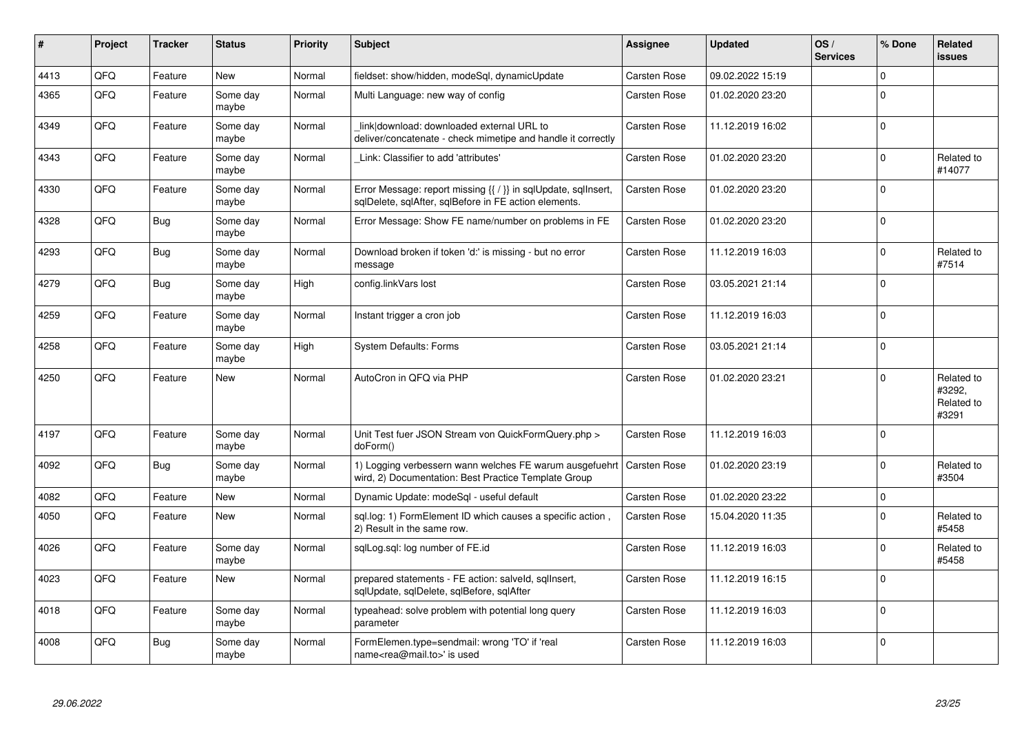| # | Project | Tracker | Status | Priority | Subject | Assignee | Updated | OS / Services | % Done | Related issues |
|---|---|---|---|---|---|---|---|---|---|---|
| 4413 | QFQ | Feature | New | Normal | fieldset: show/hidden, modeSql, dynamicUpdate | Carsten Rose | 09.02.2022 15:19 | | 0 | |
| 4365 | QFQ | Feature | Some day maybe | Normal | Multi Language: new way of config | Carsten Rose | 01.02.2020 23:20 | | 0 | |
| 4349 | QFQ | Feature | Some day maybe | Normal | _link\|download: downloaded external URL to deliver/concatenate - check mimetipe and handle it correctly | Carsten Rose | 11.12.2019 16:02 | | 0 | |
| 4343 | QFQ | Feature | Some day maybe | Normal | _Link: Classifier to add 'attributes' | Carsten Rose | 01.02.2020 23:20 | | 0 | Related to #14077 |
| 4330 | QFQ | Feature | Some day maybe | Normal | Error Message: report missing {{ / }} in sqlUpdate, sqlInsert, sqlDelete, sqlAfter, sqlBefore in FE action elements. | Carsten Rose | 01.02.2020 23:20 | | 0 | |
| 4328 | QFQ | Bug | Some day maybe | Normal | Error Message: Show FE name/number on problems in FE | Carsten Rose | 01.02.2020 23:20 | | 0 | |
| 4293 | QFQ | Bug | Some day maybe | Normal | Download broken if token 'd:' is missing - but no error message | Carsten Rose | 11.12.2019 16:03 | | 0 | Related to #7514 |
| 4279 | QFQ | Bug | Some day maybe | High | config.linkVars lost | Carsten Rose | 03.05.2021 21:14 | | 0 | |
| 4259 | QFQ | Feature | Some day maybe | Normal | Instant trigger a cron job | Carsten Rose | 11.12.2019 16:03 | | 0 | |
| 4258 | QFQ | Feature | Some day maybe | High | System Defaults: Forms | Carsten Rose | 03.05.2021 21:14 | | 0 | |
| 4250 | QFQ | Feature | New | Normal | AutoCron in QFQ via PHP | Carsten Rose | 01.02.2020 23:21 | | 0 | Related to #3292, Related to #3291 |
| 4197 | QFQ | Feature | Some day maybe | Normal | Unit Test fuer JSON Stream von QuickFormQuery.php > doForm() | Carsten Rose | 11.12.2019 16:03 | | 0 | |
| 4092 | QFQ | Bug | Some day maybe | Normal | 1) Logging verbessern wann welches FE warum ausgefuehrt wird, 2) Documentation: Best Practice Template Group | Carsten Rose | 01.02.2020 23:19 | | 0 | Related to #3504 |
| 4082 | QFQ | Feature | New | Normal | Dynamic Update: modeSql - useful default | Carsten Rose | 01.02.2020 23:22 | | 0 | |
| 4050 | QFQ | Feature | New | Normal | sql.log: 1) FormElement ID which causes a specific action , 2) Result in the same row. | Carsten Rose | 15.04.2020 11:35 | | 0 | Related to #5458 |
| 4026 | QFQ | Feature | Some day maybe | Normal | sqlLog.sql: log number of FE.id | Carsten Rose | 11.12.2019 16:03 | | 0 | Related to #5458 |
| 4023 | QFQ | Feature | New | Normal | prepared statements - FE action: salveId, sqlInsert, sqlUpdate, sqlDelete, sqlBefore, sqlAfter | Carsten Rose | 11.12.2019 16:15 | | 0 | |
| 4018 | QFQ | Feature | Some day maybe | Normal | typeahead: solve problem with potential long query parameter | Carsten Rose | 11.12.2019 16:03 | | 0 | |
| 4008 | QFQ | Bug | Some day maybe | Normal | FormElemen.type=sendmail: wrong 'TO' if 'real name<rea@mail.to>' is used | Carsten Rose | 11.12.2019 16:03 | | 0 | |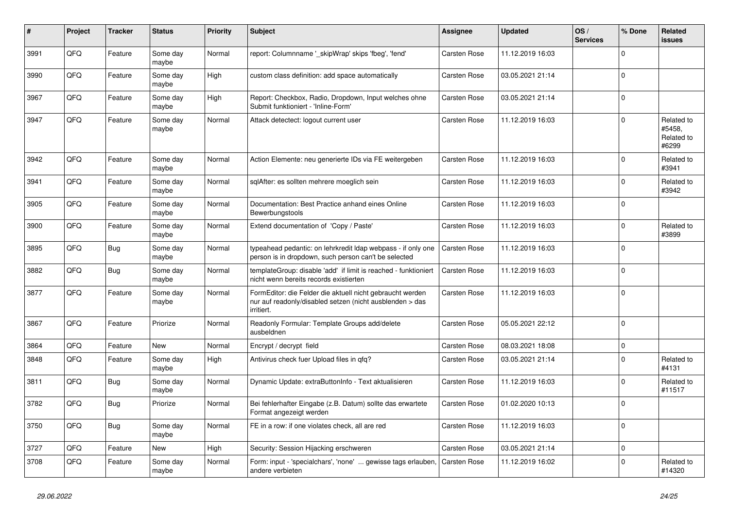| # | Project | Tracker | Status | Priority | Subject | Assignee | Updated | OS / Services | % Done | Related issues |
|---|---|---|---|---|---|---|---|---|---|---|
| 3991 | QFQ | Feature | Some day maybe | Normal | report: Columnname '_skipWrap' skips 'fbeg', 'fend' | Carsten Rose | 11.12.2019 16:03 | | 0 | |
| 3990 | QFQ | Feature | Some day maybe | High | custom class definition: add space automatically | Carsten Rose | 03.05.2021 21:14 | | 0 | |
| 3967 | QFQ | Feature | Some day maybe | High | Report: Checkbox, Radio, Dropdown, Input welches ohne Submit funktioniert - 'Inline-Form' | Carsten Rose | 03.05.2021 21:14 | | 0 | |
| 3947 | QFQ | Feature | Some day maybe | Normal | Attack detectect: logout current user | Carsten Rose | 11.12.2019 16:03 | | 0 | Related to #5458, Related to #6299 |
| 3942 | QFQ | Feature | Some day maybe | Normal | Action Elemente: neu generierte IDs via FE weitergeben | Carsten Rose | 11.12.2019 16:03 | | 0 | Related to #3941 |
| 3941 | QFQ | Feature | Some day maybe | Normal | sqlAfter: es sollten mehrere moeglich sein | Carsten Rose | 11.12.2019 16:03 | | 0 | Related to #3942 |
| 3905 | QFQ | Feature | Some day maybe | Normal | Documentation: Best Practice anhand eines Online Bewerbungstools | Carsten Rose | 11.12.2019 16:03 | | 0 | |
| 3900 | QFQ | Feature | Some day maybe | Normal | Extend documentation of 'Copy / Paste' | Carsten Rose | 11.12.2019 16:03 | | 0 | Related to #3899 |
| 3895 | QFQ | Bug | Some day maybe | Normal | typeahead pedantic: on lehrkredit ldap webpass - if only one person is in dropdown, such person can't be selected | Carsten Rose | 11.12.2019 16:03 | | 0 | |
| 3882 | QFQ | Bug | Some day maybe | Normal | templateGroup: disable 'add' if limit is reached - funktioniert nicht wenn bereits records existierten | Carsten Rose | 11.12.2019 16:03 | | 0 | |
| 3877 | QFQ | Feature | Some day maybe | Normal | FormEditor: die Felder die aktuell nicht gebraucht werden nur auf readonly/disabled setzen (nicht ausblenden > das irritiert. | Carsten Rose | 11.12.2019 16:03 | | 0 | |
| 3867 | QFQ | Feature | Priorize | Normal | Readonly Formular: Template Groups add/delete ausbeldnen | Carsten Rose | 05.05.2021 22:12 | | 0 | |
| 3864 | QFQ | Feature | New | Normal | Encrypt / decrypt field | Carsten Rose | 08.03.2021 18:08 | | 0 | |
| 3848 | QFQ | Feature | Some day maybe | High | Antivirus check fuer Upload files in qfq? | Carsten Rose | 03.05.2021 21:14 | | 0 | Related to #4131 |
| 3811 | QFQ | Bug | Some day maybe | Normal | Dynamic Update: extraButtonInfo - Text aktualisieren | Carsten Rose | 11.12.2019 16:03 | | 0 | Related to #11517 |
| 3782 | QFQ | Bug | Priorize | Normal | Bei fehlerhafter Eingabe (z.B. Datum) sollte das erwartete Format angezeigt werden | Carsten Rose | 01.02.2020 10:13 | | 0 | |
| 3750 | QFQ | Bug | Some day maybe | Normal | FE in a row: if one violates check, all are red | Carsten Rose | 11.12.2019 16:03 | | 0 | |
| 3727 | QFQ | Feature | New | High | Security: Session Hijacking erschweren | Carsten Rose | 03.05.2021 21:14 | | 0 | |
| 3708 | QFQ | Feature | Some day maybe | Normal | Form: input - 'specialchars', 'none' ... gewisse tags erlauben, andere verbieten | Carsten Rose | 11.12.2019 16:02 | | 0 | Related to #14320 |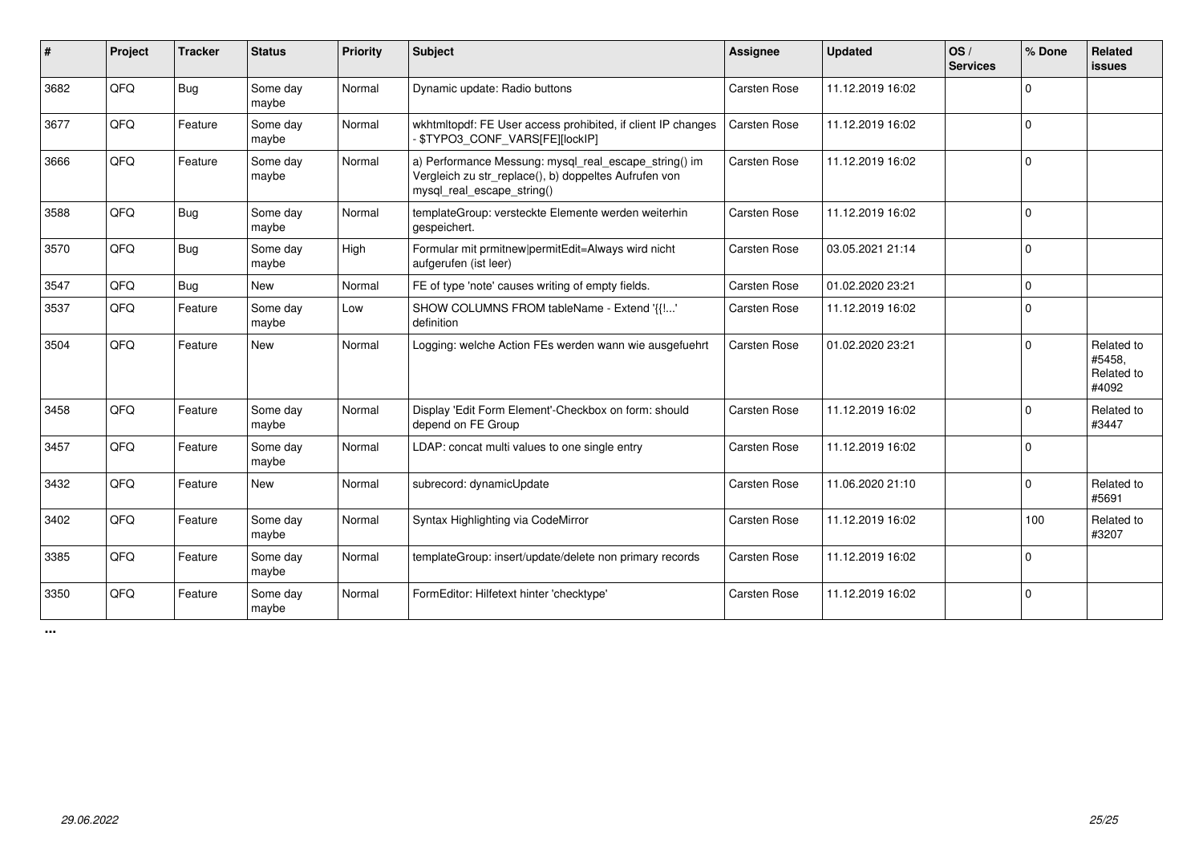| # | Project | Tracker | Status | Priority | Subject | Assignee | Updated | OS / Services | % Done | Related issues |
|---|---|---|---|---|---|---|---|---|---|---|
| 3682 | QFQ | Bug | Some day maybe | Normal | Dynamic update: Radio buttons | Carsten Rose | 11.12.2019 16:02 | | 0 | |
| 3677 | QFQ | Feature | Some day maybe | Normal | wkhtmltopdf: FE User access prohibited, if client IP changes - $TYPO3_CONF_VARS[FE][lockIP] | Carsten Rose | 11.12.2019 16:02 | | 0 | |
| 3666 | QFQ | Feature | Some day maybe | Normal | a) Performance Messung: mysql_real_escape_string() im Vergleich zu str_replace(), b) doppeltes Aufrufen von mysql_real_escape_string() | Carsten Rose | 11.12.2019 16:02 | | 0 | |
| 3588 | QFQ | Bug | Some day maybe | Normal | templateGroup: versteckte Elemente werden weiterhin gespeichert. | Carsten Rose | 11.12.2019 16:02 | | 0 | |
| 3570 | QFQ | Bug | Some day maybe | High | Formular mit prmitnew\|permitEdit=Always wird nicht aufgerufen (ist leer) | Carsten Rose | 03.05.2021 21:14 | | 0 | |
| 3547 | QFQ | Bug | New | Normal | FE of type 'note' causes writing of empty fields. | Carsten Rose | 01.02.2020 23:21 | | 0 | |
| 3537 | QFQ | Feature | Some day maybe | Low | SHOW COLUMNS FROM tableName - Extend '{{!...' definition | Carsten Rose | 11.12.2019 16:02 | | 0 | |
| 3504 | QFQ | Feature | New | Normal | Logging: welche Action FEs werden wann wie ausgefuehrt | Carsten Rose | 01.02.2020 23:21 | | 0 | Related to #5458, Related to #4092 |
| 3458 | QFQ | Feature | Some day maybe | Normal | Display 'Edit Form Element'-Checkbox on form: should depend on FE Group | Carsten Rose | 11.12.2019 16:02 | | 0 | Related to #3447 |
| 3457 | QFQ | Feature | Some day maybe | Normal | LDAP: concat multi values to one single entry | Carsten Rose | 11.12.2019 16:02 | | 0 | |
| 3432 | QFQ | Feature | New | Normal | subrecord: dynamicUpdate | Carsten Rose | 11.06.2020 21:10 | | 0 | Related to #5691 |
| 3402 | QFQ | Feature | Some day maybe | Normal | Syntax Highlighting via CodeMirror | Carsten Rose | 11.12.2019 16:02 | | 100 | Related to #3207 |
| 3385 | QFQ | Feature | Some day maybe | Normal | templateGroup: insert/update/delete non primary records | Carsten Rose | 11.12.2019 16:02 | | 0 | |
| 3350 | QFQ | Feature | Some day maybe | Normal | FormEditor: Hilfetext hinter 'checktype' | Carsten Rose | 11.12.2019 16:02 | | 0 | |

...